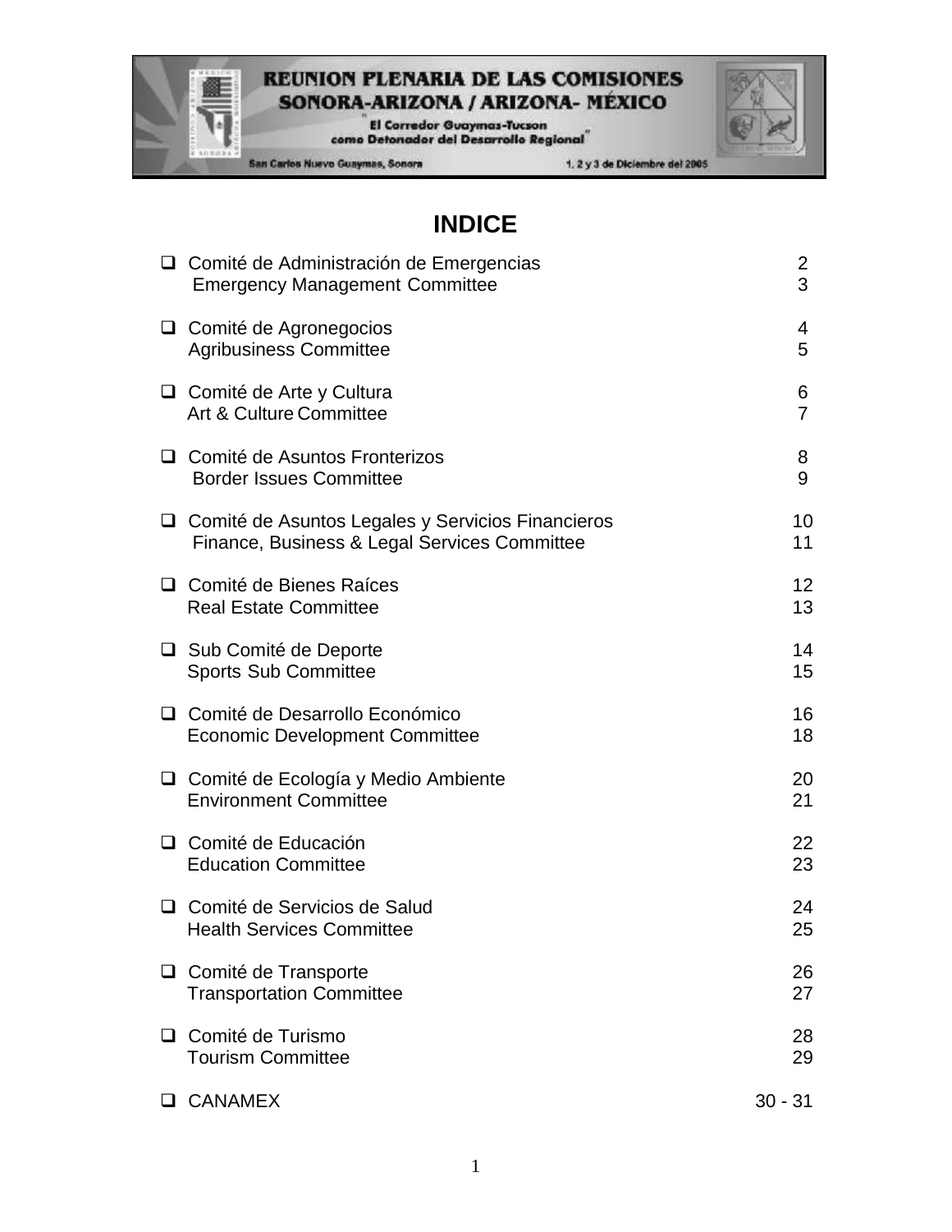REUNION PLENARIA DE LAS COMISIONES
SONORA-ARIZONA / ARIZONA- MÉXICO

"El Corredor Guaymas-Tucson como Detonador del Desarrollo Regional"

San Carlos Nuevo Guaymas, Sonora — 1, 2 y 3 de Diciembre del 2005

# INDICE

| | |
|---|---|
| Comité de Administración de Emergencias | 2 |
| Emergency Management Committee | 3 |
| Comité de Agronegocios | 4 |
| Agribusiness Committee | 5 |
| Comité de Arte y Cultura | 6 |
| Art & Culture Committee | 7 |
| Comité de Asuntos Fronterizos | 8 |
| Border Issues Committee | 9 |
| Comité de Asuntos Legales y Servicios Financieros | 10 |
| Finance, Business & Legal Services Committee | 11 |
| Comité de Bienes Raíces | 12 |
| Real Estate Committee | 13 |
| Sub Comité de Deporte | 14 |
| Sports Sub Committee | 15 |
| Comité de Desarrollo Económico | 16 |
| Economic Development Committee | 18 |
| Comité de Ecología y Medio Ambiente | 20 |
| Environment Committee | 21 |
| Comité de Educación | 22 |
| Education Committee | 23 |
| Comité de Servicios de Salud | 24 |
| Health Services Committee | 25 |
| Comité de Transporte | 26 |
| Transportation Committee | 27 |
| Comité de Turismo | 28 |
| Tourism Committee | 29 |
| CANAMEX | 30 - 31 |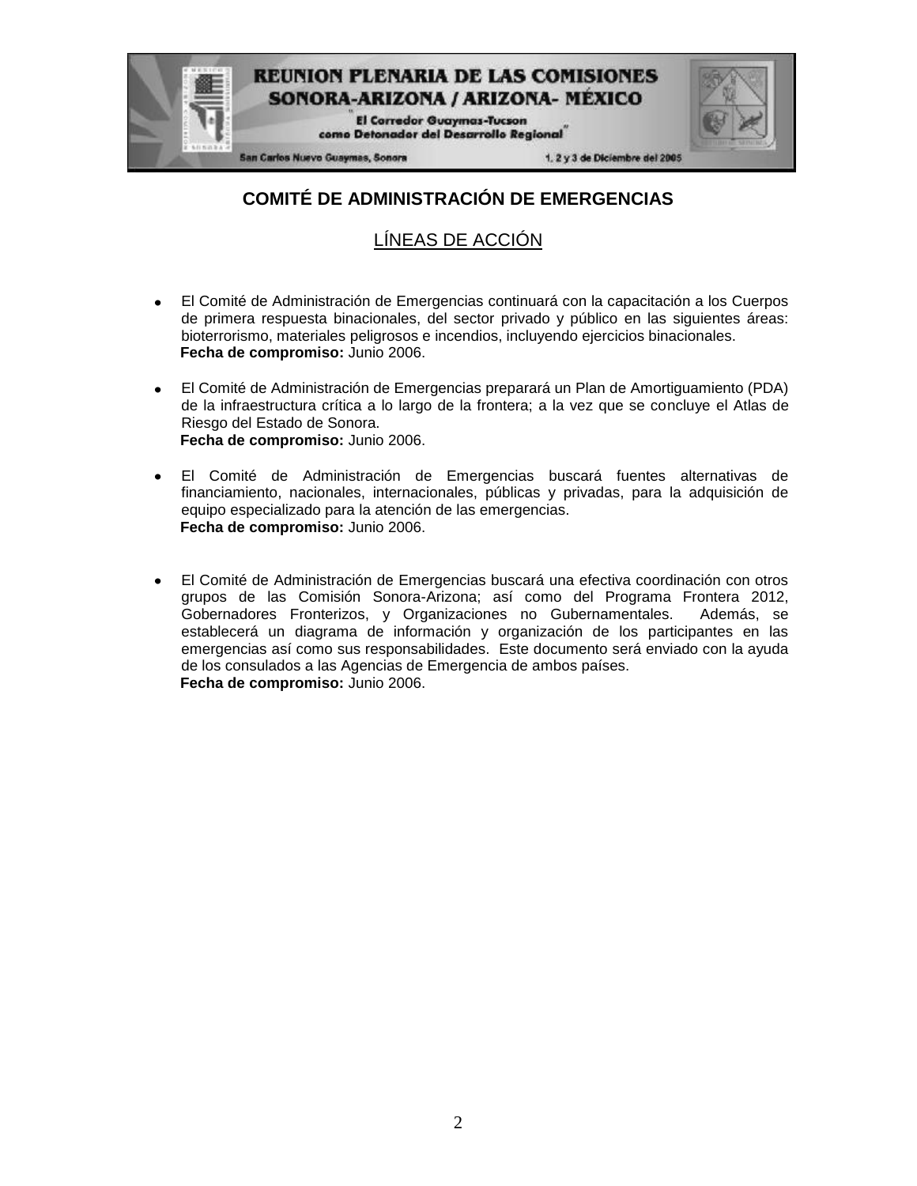## COMITÉ DE ADMINISTRACIÓN DE EMERGENCIAS

### LÍNEAS DE ACCIÓN

- El Comité de Administración de Emergencias continuará con la capacitación a los Cuerpos de primera respuesta binacionales, del sector privado y público en las siguientes áreas: bioterrorismo, materiales peligrosos e incendios, incluyendo ejercicios binacionales.
  **Fecha de compromiso:** Junio 2006.

- El Comité de Administración de Emergencias preparará un Plan de Amortiguamiento (PDA) de la infraestructura crítica a lo largo de la frontera; a la vez que se concluye el Atlas de Riesgo del Estado de Sonora.
  **Fecha de compromiso:** Junio 2006.

- El Comité de Administración de Emergencias buscará fuentes alternativas de financiamiento, nacionales, internacionales, públicas y privadas, para la adquisición de equipo especializado para la atención de las emergencias.
  **Fecha de compromiso:** Junio 2006.

- El Comité de Administración de Emergencias buscará una efectiva coordinación con otros grupos de las Comisión Sonora-Arizona; así como del Programa Frontera 2012, Gobernadores Fronterizos, y Organizaciones no Gubernamentales. Además, se establecerá un diagrama de información y organización de los participantes en las emergencias así como sus responsabilidades. Este documento será enviado con la ayuda de los consulados a las Agencias de Emergencia de ambos países.
  **Fecha de compromiso:** Junio 2006.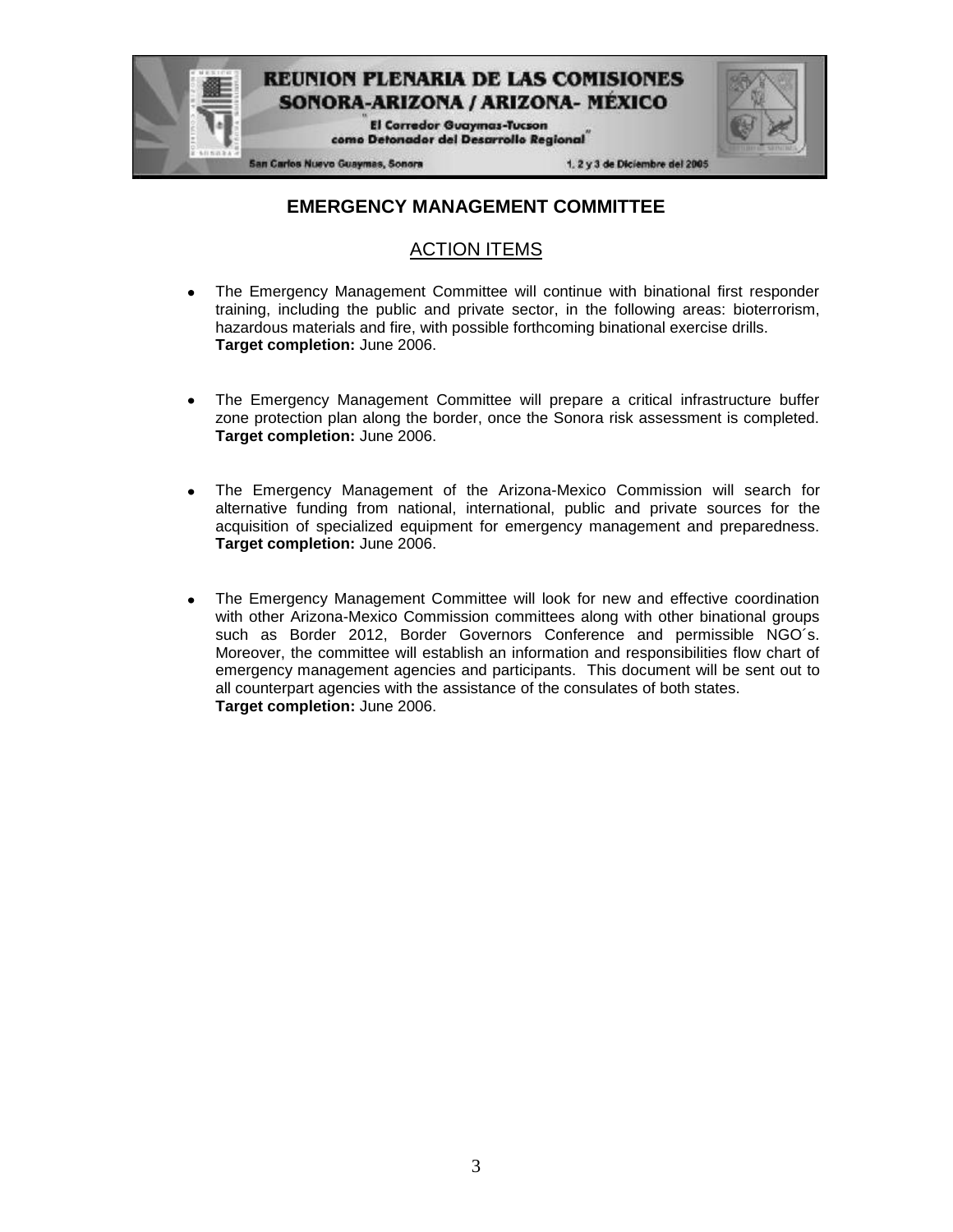## EMERGENCY MANAGEMENT COMMITTEE

### ACTION ITEMS

- The Emergency Management Committee will continue with binational first responder training, including the public and private sector, in the following areas: bioterrorism, hazardous materials and fire, with possible forthcoming binational exercise drills.
  **Target completion:** June 2006.

- The Emergency Management Committee will prepare a critical infrastructure buffer zone protection plan along the border, once the Sonora risk assessment is completed.
  **Target completion:** June 2006.

- The Emergency Management of the Arizona-Mexico Commission will search for alternative funding from national, international, public and private sources for the acquisition of specialized equipment for emergency management and preparedness.
  **Target completion:** June 2006.

- The Emergency Management Committee will look for new and effective coordination with other Arizona-Mexico Commission committees along with other binational groups such as Border 2012, Border Governors Conference and permissible NGO´s. Moreover, the committee will establish an information and responsibilities flow chart of emergency management agencies and participants. This document will be sent out to all counterpart agencies with the assistance of the consulates of both states.
  **Target completion:** June 2006.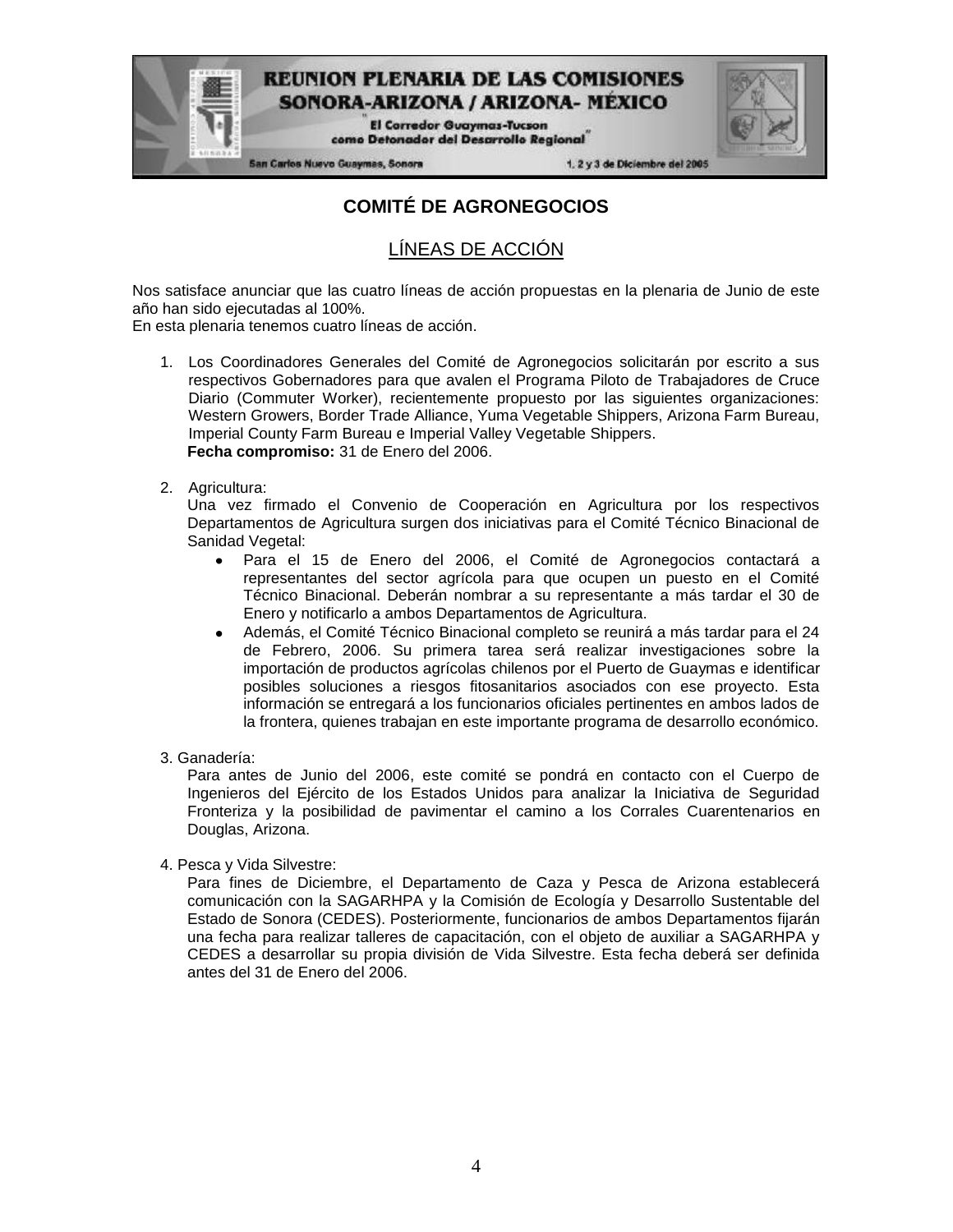## COMITÉ DE AGRONEGOCIOS

### LÍNEAS DE ACCIÓN

Nos satisface anunciar que las cuatro líneas de acción propuestas en la plenaria de Junio de este año han sido ejecutadas al 100%.
En esta plenaria tenemos cuatro líneas de acción.

1. Los Coordinadores Generales del Comité de Agronegocios solicitarán por escrito a sus respectivos Gobernadores para que avalen el Programa Piloto de Trabajadores de Cruce Diario (Commuter Worker), recientemente propuesto por las siguientes organizaciones: Western Growers, Border Trade Alliance, Yuma Vegetable Shippers, Arizona Farm Bureau, Imperial County Farm Bureau e Imperial Valley Vegetable Shippers.
   **Fecha compromiso:** 31 de Enero del 2006.

2. Agricultura:
   Una vez firmado el Convenio de Cooperación en Agricultura por los respectivos Departamentos de Agricultura surgen dos iniciativas para el Comité Técnico Binacional de Sanidad Vegetal:
   - Para el 15 de Enero del 2006, el Comité de Agronegocios contactará a representantes del sector agrícola para que ocupen un puesto en el Comité Técnico Binacional. Deberán nombrar a su representante a más tardar el 30 de Enero y notificarlo a ambos Departamentos de Agricultura.
   - Además, el Comité Técnico Binacional completo se reunirá a más tardar para el 24 de Febrero, 2006. Su primera tarea será realizar investigaciones sobre la importación de productos agrícolas chilenos por el Puerto de Guaymas e identificar posibles soluciones a riesgos fitosanitarios asociados con ese proyecto. Esta información se entregará a los funcionarios oficiales pertinentes en ambos lados de la frontera, quienes trabajan en este importante programa de desarrollo económico.

3. Ganadería:
   Para antes de Junio del 2006, este comité se pondrá en contacto con el Cuerpo de Ingenieros del Ejército de los Estados Unidos para analizar la Iniciativa de Seguridad Fronteriza y la posibilidad de pavimentar el camino a los Corrales Cuarentenarios en Douglas, Arizona.

4. Pesca y Vida Silvestre:
   Para fines de Diciembre, el Departamento de Caza y Pesca de Arizona establecerá comunicación con la SAGARHPA y la Comisión de Ecología y Desarrollo Sustentable del Estado de Sonora (CEDES). Posteriormente, funcionarios de ambos Departamentos fijarán una fecha para realizar talleres de capacitación, con el objeto de auxiliar a SAGARHPA y CEDES a desarrollar su propia división de Vida Silvestre. Esta fecha deberá ser definida antes del 31 de Enero del 2006.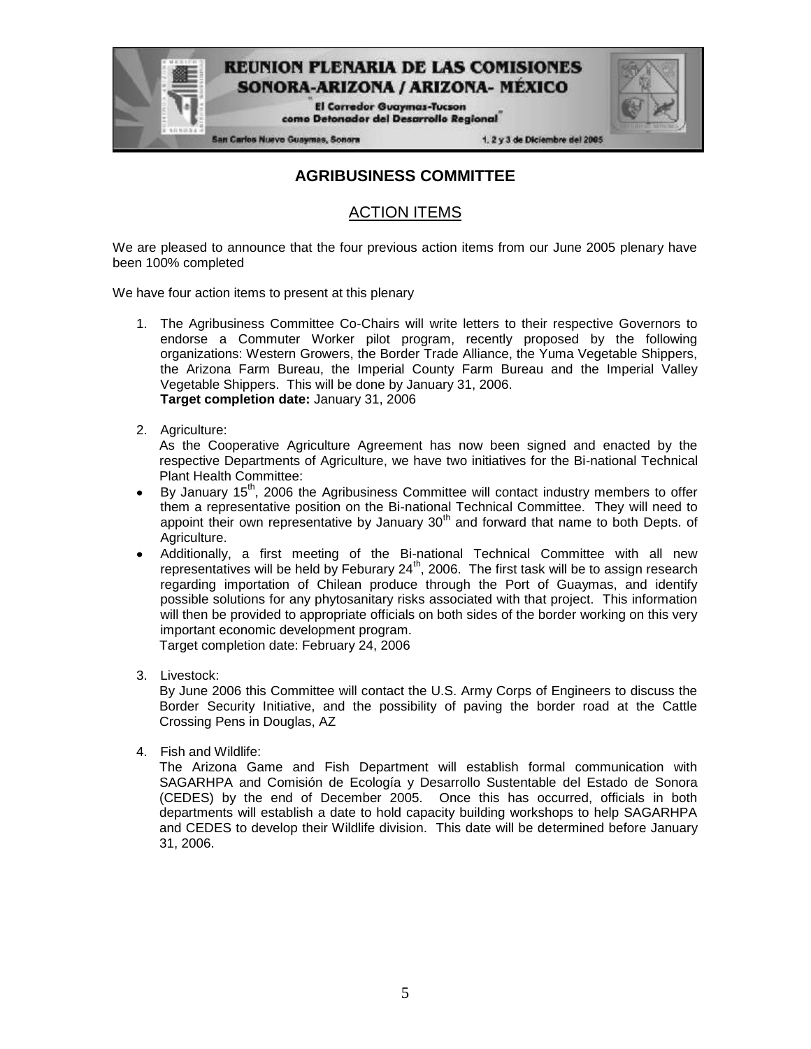## AGRIBUSINESS COMMITTEE

### ACTION ITEMS

We are pleased to announce that the four previous action items from our June 2005 plenary have been 100% completed

We have four action items to present at this plenary

1. The Agribusiness Committee Co-Chairs will write letters to their respective Governors to endorse a Commuter Worker pilot program, recently proposed by the following organizations: Western Growers, the Border Trade Alliance, the Yuma Vegetable Shippers, the Arizona Farm Bureau, the Imperial County Farm Bureau and the Imperial Valley Vegetable Shippers. This will be done by January 31, 2006.
   **Target completion date:** January 31, 2006

2. Agriculture:
   As the Cooperative Agriculture Agreement has now been signed and enacted by the respective Departments of Agriculture, we have two initiatives for the Bi-national Technical Plant Health Committee:

- By January 15th, 2006 the Agribusiness Committee will contact industry members to offer them a representative position on the Bi-national Technical Committee. They will need to appoint their own representative by January 30th and forward that name to both Depts. of Agriculture.
- Additionally, a first meeting of the Bi-national Technical Committee with all new representatives will be held by Feburary 24th, 2006. The first task will be to assign research regarding importation of Chilean produce through the Port of Guaymas, and identify possible solutions for any phytosanitary risks associated with that project. This information will then be provided to appropriate officials on both sides of the border working on this very important economic development program.
  Target completion date: February 24, 2006

3. Livestock:
   By June 2006 this Committee will contact the U.S. Army Corps of Engineers to discuss the Border Security Initiative, and the possibility of paving the border road at the Cattle Crossing Pens in Douglas, AZ

4. Fish and Wildlife:
   The Arizona Game and Fish Department will establish formal communication with SAGARHPA and Comisión de Ecología y Desarrollo Sustentable del Estado de Sonora (CEDES) by the end of December 2005. Once this has occurred, officials in both departments will establish a date to hold capacity building workshops to help SAGARHPA and CEDES to develop their Wildlife division. This date will be determined before January 31, 2006.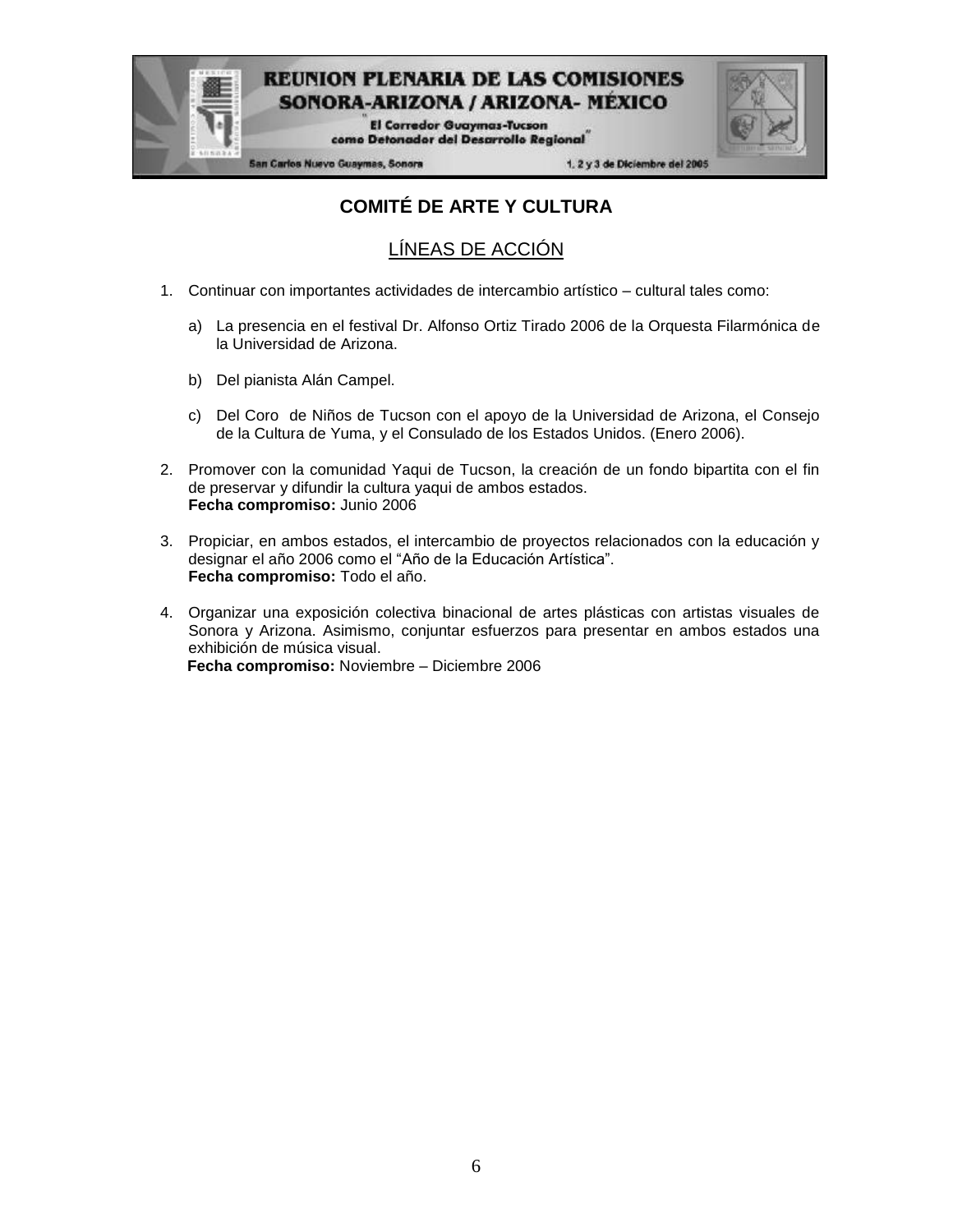## COMITÉ DE ARTE Y CULTURA

### LÍNEAS DE ACCIÓN

1. Continuar con importantes actividades de intercambio artístico – cultural tales como:

   a) La presencia en el festival Dr. Alfonso Ortiz Tirado 2006 de la Orquesta Filarmónica de la Universidad de Arizona.

   b) Del pianista Alán Campel.

   c) Del Coro de Niños de Tucson con el apoyo de la Universidad de Arizona, el Consejo de la Cultura de Yuma, y el Consulado de los Estados Unidos. (Enero 2006).

2. Promover con la comunidad Yaqui de Tucson, la creación de un fondo bipartita con el fin de preservar y difundir la cultura yaqui de ambos estados.
   **Fecha compromiso:** Junio 2006

3. Propiciar, en ambos estados, el intercambio de proyectos relacionados con la educación y designar el año 2006 como el "Año de la Educación Artística".
   **Fecha compromiso:** Todo el año.

4. Organizar una exposición colectiva binacional de artes plásticas con artistas visuales de Sonora y Arizona. Asimismo, conjuntar esfuerzos para presentar en ambos estados una exhibición de música visual.
   **Fecha compromiso:** Noviembre – Diciembre 2006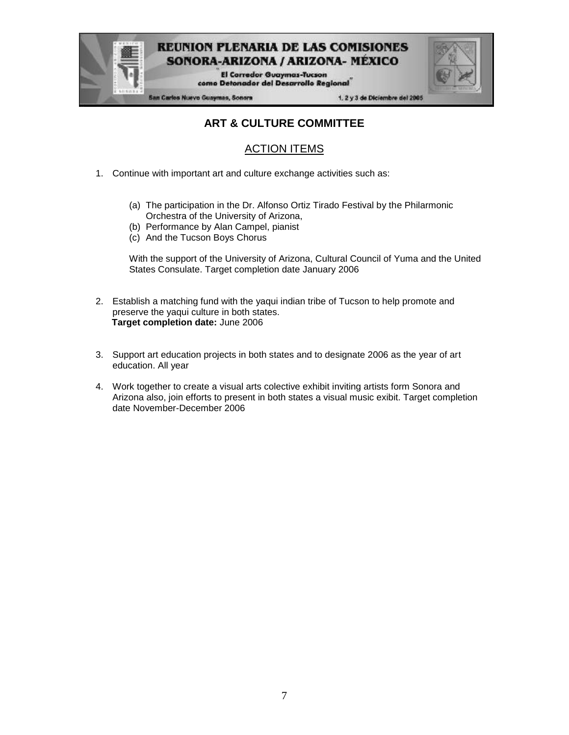## ART & CULTURE COMMITTEE

### ACTION ITEMS

1. Continue with important art and culture exchange activities such as:

   (a) The participation in the Dr. Alfonso Ortiz Tirado Festival by the Philarmonic Orchestra of the University of Arizona,
   (b) Performance by Alan Campel, pianist
   (c) And the Tucson Boys Chorus

   With the support of the University of Arizona, Cultural Council of Yuma and the United States Consulate. Target completion date January 2006

2. Establish a matching fund with the yaqui indian tribe of Tucson to help promote and preserve the yaqui culture in both states.
   **Target completion date:** June 2006

3. Support art education projects in both states and to designate 2006 as the year of art education. All year

4. Work together to create a visual arts colective exhibit inviting artists form Sonora and Arizona also, join efforts to present in both states a visual music exibit. Target completion date November-December 2006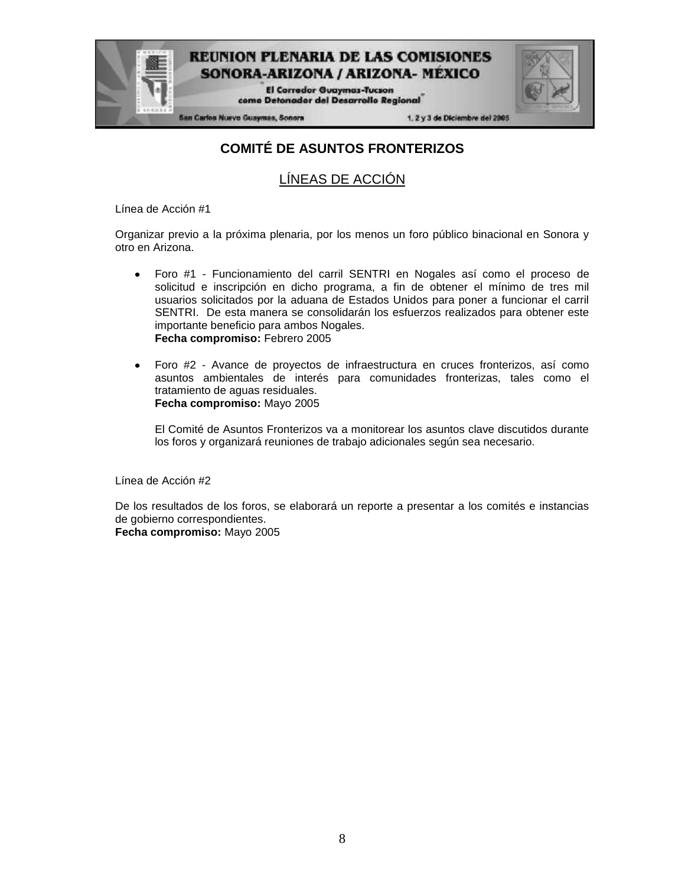## COMITÉ DE ASUNTOS FRONTERIZOS

### LÍNEAS DE ACCIÓN

Línea de Acción #1

Organizar previo a la próxima plenaria, por los menos un foro público binacional en Sonora y otro en Arizona.

- Foro #1 - Funcionamiento del carril SENTRI en Nogales así como el proceso de solicitud e inscripción en dicho programa, a fin de obtener el mínimo de tres mil usuarios solicitados por la aduana de Estados Unidos para poner a funcionar el carril SENTRI. De esta manera se consolidarán los esfuerzos realizados para obtener este importante beneficio para ambos Nogales.
  **Fecha compromiso:** Febrero 2005

- Foro #2 - Avance de proyectos de infraestructura en cruces fronterizos, así como asuntos ambientales de interés para comunidades fronterizas, tales como el tratamiento de aguas residuales.
  **Fecha compromiso:** Mayo 2005

  El Comité de Asuntos Fronterizos va a monitorear los asuntos clave discutidos durante los foros y organizará reuniones de trabajo adicionales según sea necesario.

Línea de Acción #2

De los resultados de los foros, se elaborará un reporte a presentar a los comités e instancias de gobierno correspondientes.
**Fecha compromiso:** Mayo 2005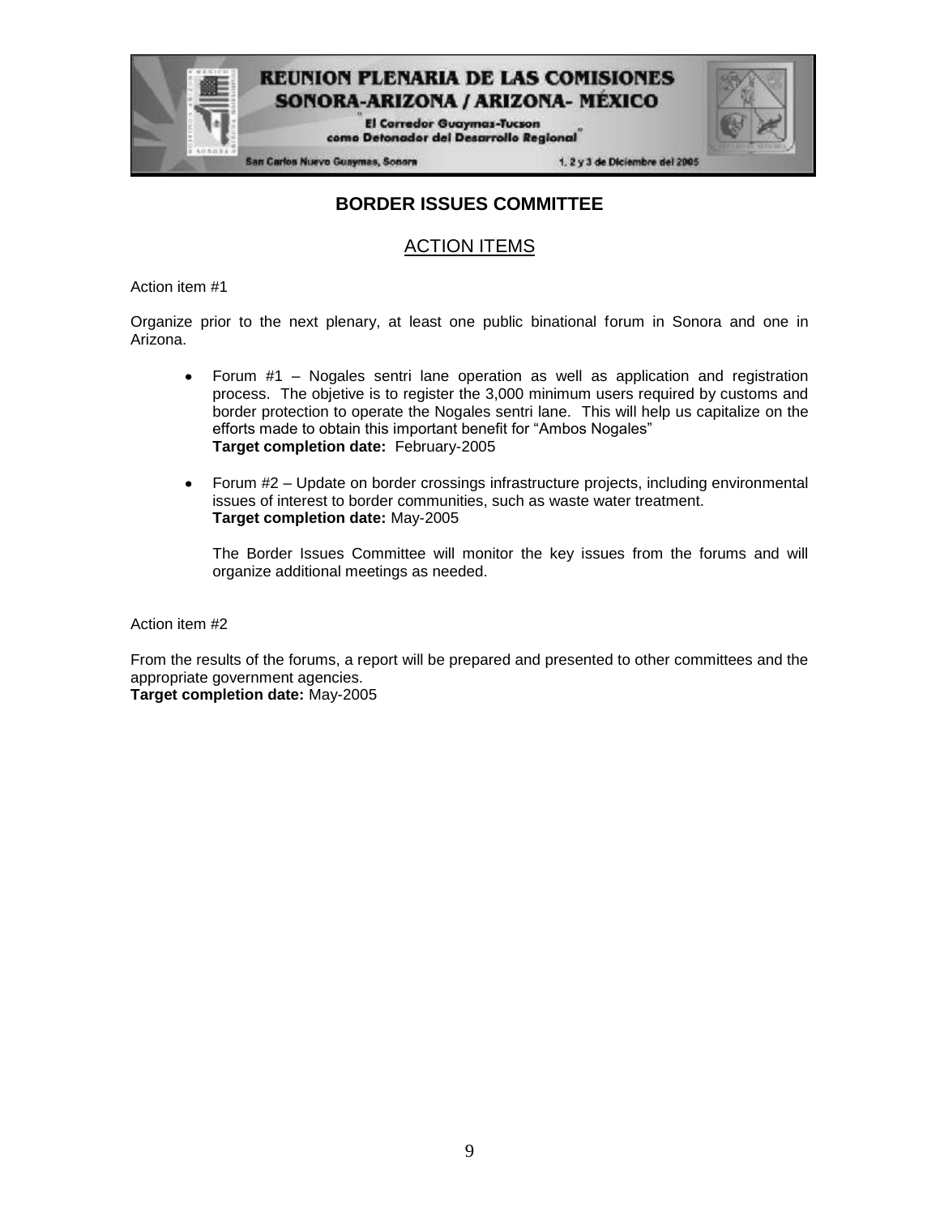## BORDER ISSUES COMMITTEE

### ACTION ITEMS

Action item #1

Organize prior to the next plenary, at least one public binational forum in Sonora and one in Arizona.

- Forum #1 – Nogales sentri lane operation as well as application and registration process. The objetive is to register the 3,000 minimum users required by customs and border protection to operate the Nogales sentri lane. This will help us capitalize on the efforts made to obtain this important benefit for "Ambos Nogales"
  **Target completion date:** February-2005

- Forum #2 – Update on border crossings infrastructure projects, including environmental issues of interest to border communities, such as waste water treatment.
  **Target completion date:** May-2005

  The Border Issues Committee will monitor the key issues from the forums and will organize additional meetings as needed.

Action item #2

From the results of the forums, a report will be prepared and presented to other committees and the appropriate government agencies.
**Target completion date:** May-2005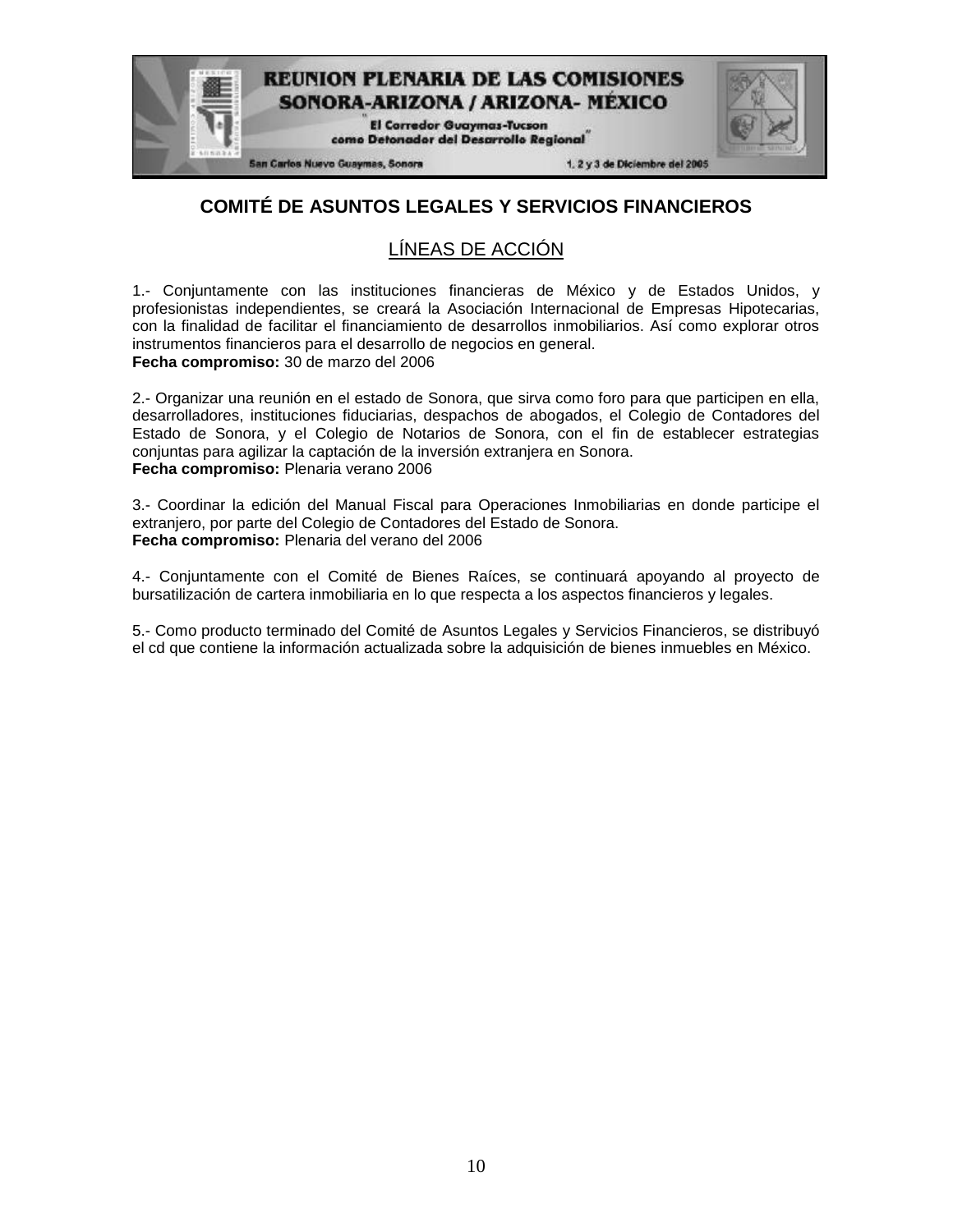## COMITÉ DE ASUNTOS LEGALES Y SERVICIOS FINANCIEROS

### LÍNEAS DE ACCIÓN

1.- Conjuntamente con las instituciones financieras de México y de Estados Unidos, y profesionistas independientes, se creará la Asociación Internacional de Empresas Hipotecarias, con la finalidad de facilitar el financiamiento de desarrollos inmobiliarios. Así como explorar otros instrumentos financieros para el desarrollo de negocios en general.
**Fecha compromiso:** 30 de marzo del 2006

2.- Organizar una reunión en el estado de Sonora, que sirva como foro para que participen en ella, desarrolladores, instituciones fiduciarias, despachos de abogados, el Colegio de Contadores del Estado de Sonora, y el Colegio de Notarios de Sonora, con el fin de establecer estrategias conjuntas para agilizar la captación de la inversión extranjera en Sonora.
**Fecha compromiso:** Plenaria verano 2006

3.- Coordinar la edición del Manual Fiscal para Operaciones Inmobiliarias en donde participe el extranjero, por parte del Colegio de Contadores del Estado de Sonora.
**Fecha compromiso:** Plenaria del verano del 2006

4.- Conjuntamente con el Comité de Bienes Raíces, se continuará apoyando al proyecto de bursatilización de cartera inmobiliaria en lo que respecta a los aspectos financieros y legales.

5.- Como producto terminado del Comité de Asuntos Legales y Servicios Financieros, se distribuyó el cd que contiene la información actualizada sobre la adquisición de bienes inmuebles en México.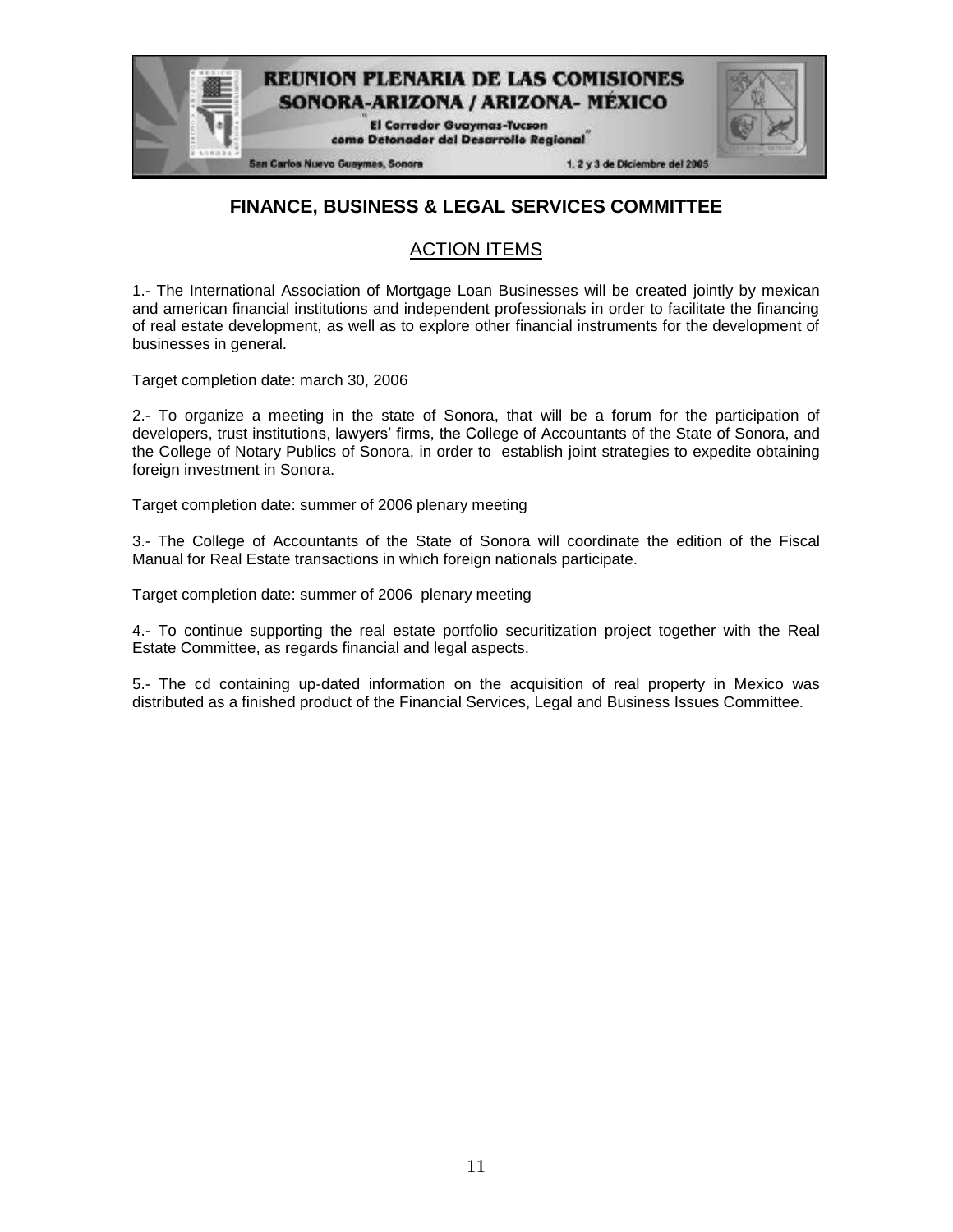# FINANCE, BUSINESS & LEGAL SERVICES COMMITTEE

## ACTION ITEMS

1.- The International Association of Mortgage Loan Businesses will be created jointly by mexican and american financial institutions and independent professionals in order to facilitate the financing of real estate development, as well as to explore other financial instruments for the development of businesses in general.

Target completion date: march 30, 2006

2.- To organize a meeting in the state of Sonora, that will be a forum for the participation of developers, trust institutions, lawyers' firms, the College of Accountants of the State of Sonora, and the College of Notary Publics of Sonora, in order to establish joint strategies to expedite obtaining foreign investment in Sonora.

Target completion date: summer of 2006 plenary meeting

3.- The College of Accountants of the State of Sonora will coordinate the edition of the Fiscal Manual for Real Estate transactions in which foreign nationals participate.

Target completion date: summer of 2006 plenary meeting

4.- To continue supporting the real estate portfolio securitization project together with the Real Estate Committee, as regards financial and legal aspects.

5.- The cd containing up-dated information on the acquisition of real property in Mexico was distributed as a finished product of the Financial Services, Legal and Business Issues Committee.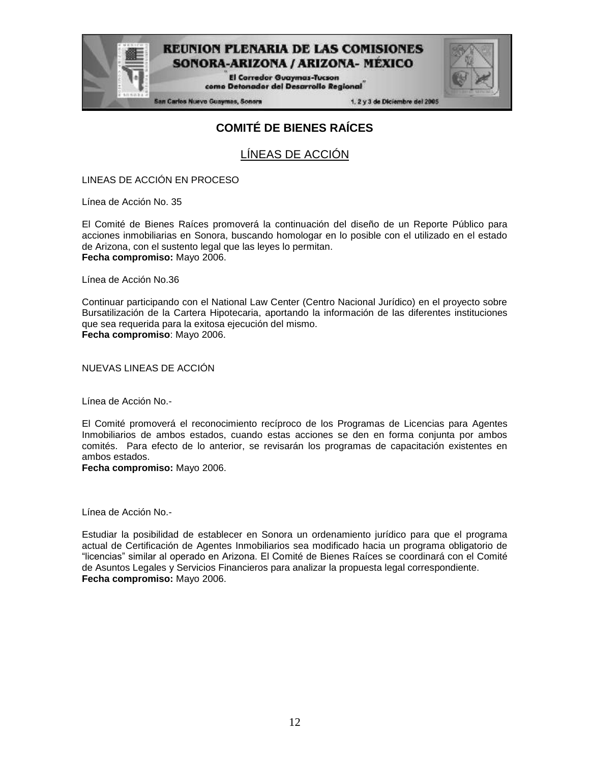## COMITÉ DE BIENES RAÍCES

### LÍNEAS DE ACCIÓN

LINEAS DE ACCIÓN EN PROCESO

Línea de Acción No. 35

El Comité de Bienes Raíces promoverá la continuación del diseño de un Reporte Público para acciones inmobiliarias en Sonora, buscando homologar en lo posible con el utilizado en el estado de Arizona, con el sustento legal que las leyes lo permitan.
**Fecha compromiso:** Mayo 2006.

Línea de Acción No.36

Continuar participando con el National Law Center (Centro Nacional Jurídico) en el proyecto sobre Bursatilización de la Cartera Hipotecaria, aportando la información de las diferentes instituciones que sea requerida para la exitosa ejecución del mismo.
**Fecha compromiso**: Mayo 2006.

NUEVAS LINEAS DE ACCIÓN

Línea de Acción No.-

El Comité promoverá el reconocimiento recíproco de los Programas de Licencias para Agentes Inmobiliarios de ambos estados, cuando estas acciones se den en forma conjunta por ambos comités. Para efecto de lo anterior, se revisarán los programas de capacitación existentes en ambos estados.
**Fecha compromiso:** Mayo 2006.

Línea de Acción No.-

Estudiar la posibilidad de establecer en Sonora un ordenamiento jurídico para que el programa actual de Certificación de Agentes Inmobiliarios sea modificado hacia un programa obligatorio de "licencias" similar al operado en Arizona. El Comité de Bienes Raíces se coordinará con el Comité de Asuntos Legales y Servicios Financieros para analizar la propuesta legal correspondiente.
**Fecha compromiso:** Mayo 2006.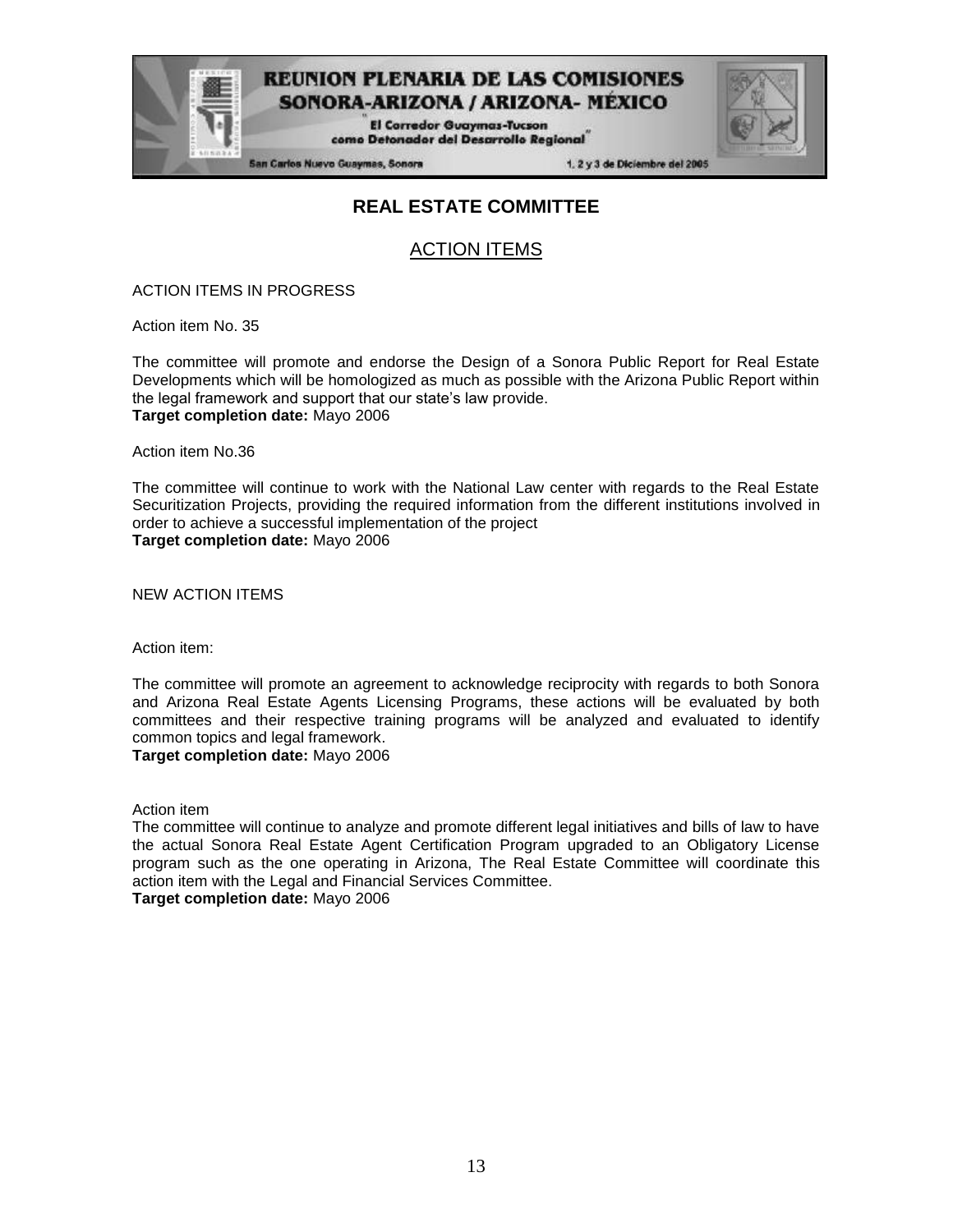## REAL ESTATE COMMITTEE

### ACTION ITEMS

ACTION ITEMS IN PROGRESS

Action item No. 35

The committee will promote and endorse the Design of a Sonora Public Report for Real Estate Developments which will be homologized as much as possible with the Arizona Public Report within the legal framework and support that our state's law provide.
**Target completion date:** Mayo 2006

Action item No.36

The committee will continue to work with the National Law center with regards to the Real Estate Securitization Projects, providing the required information from the different institutions involved in order to achieve a successful implementation of the project
**Target completion date:** Mayo 2006

NEW ACTION ITEMS

Action item:

The committee will promote an agreement to acknowledge reciprocity with regards to both Sonora and Arizona Real Estate Agents Licensing Programs, these actions will be evaluated by both committees and their respective training programs will be analyzed and evaluated to identify common topics and legal framework.
**Target completion date:** Mayo 2006

Action item
The committee will continue to analyze and promote different legal initiatives and bills of law to have the actual Sonora Real Estate Agent Certification Program upgraded to an Obligatory License program such as the one operating in Arizona, The Real Estate Committee will coordinate this action item with the Legal and Financial Services Committee.
**Target completion date:** Mayo 2006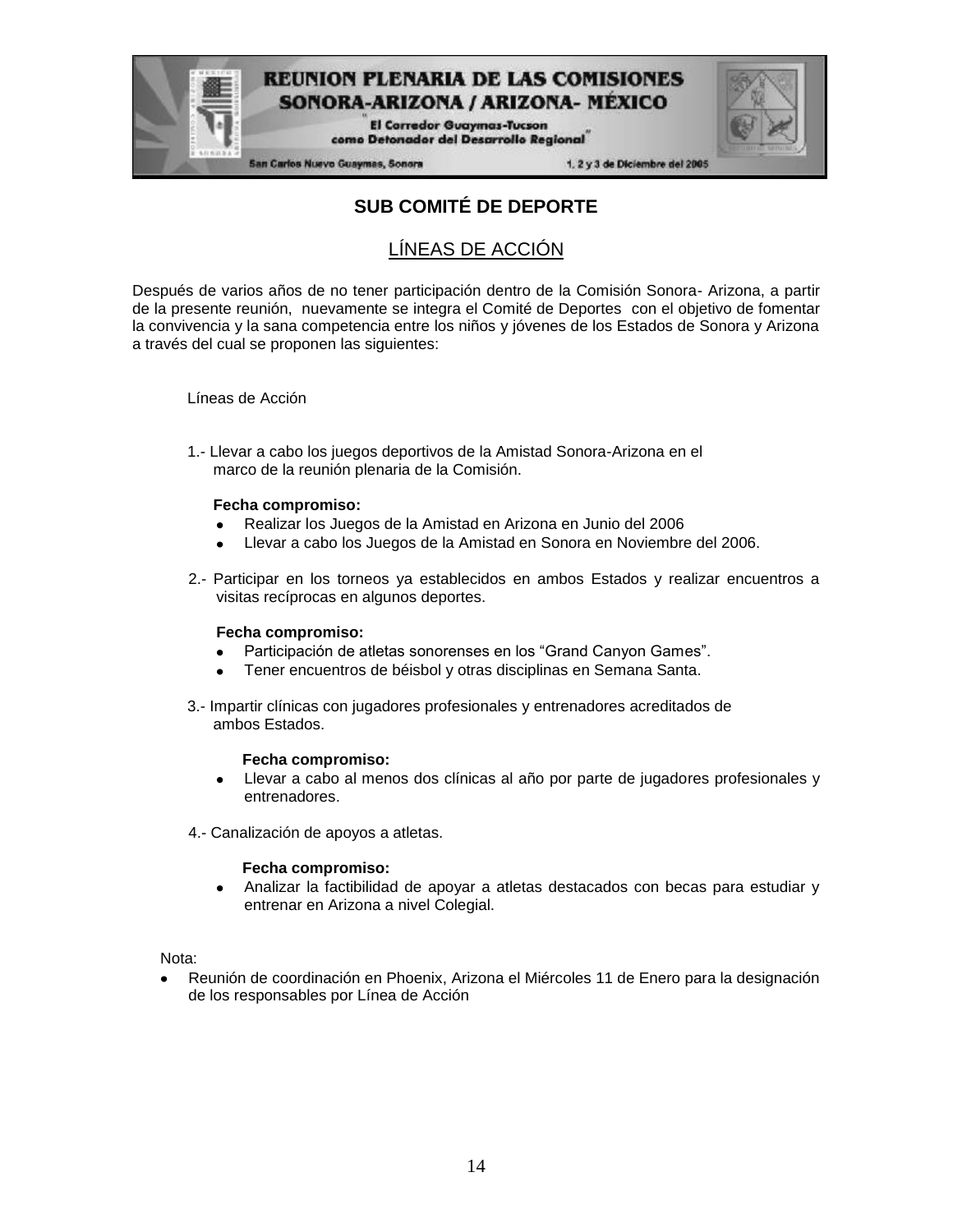## SUB COMITÉ DE DEPORTE

### LÍNEAS DE ACCIÓN

Después de varios años de no tener participación dentro de la Comisión Sonora- Arizona, a partir de la presente reunión, nuevamente se integra el Comité de Deportes con el objetivo de fomentar la convivencia y la sana competencia entre los niños y jóvenes de los Estados de Sonora y Arizona a través del cual se proponen las siguientes:

Líneas de Acción

1.- Llevar a cabo los juegos deportivos de la Amistad Sonora-Arizona en el marco de la reunión plenaria de la Comisión.

**Fecha compromiso:**

- Realizar los Juegos de la Amistad en Arizona en Junio del 2006
- Llevar a cabo los Juegos de la Amistad en Sonora en Noviembre del 2006.

2.- Participar en los torneos ya establecidos en ambos Estados y realizar encuentros a visitas recíprocas en algunos deportes.

**Fecha compromiso:**

- Participación de atletas sonorenses en los "Grand Canyon Games".
- Tener encuentros de béisbol y otras disciplinas en Semana Santa.

3.- Impartir clínicas con jugadores profesionales y entrenadores acreditados de ambos Estados.

**Fecha compromiso:**

- Llevar a cabo al menos dos clínicas al año por parte de jugadores profesionales y entrenadores.

4.- Canalización de apoyos a atletas.

**Fecha compromiso:**

- Analizar la factibilidad de apoyar a atletas destacados con becas para estudiar y entrenar en Arizona a nivel Colegial.

Nota:

- Reunión de coordinación en Phoenix, Arizona el Miércoles 11 de Enero para la designación de los responsables por Línea de Acción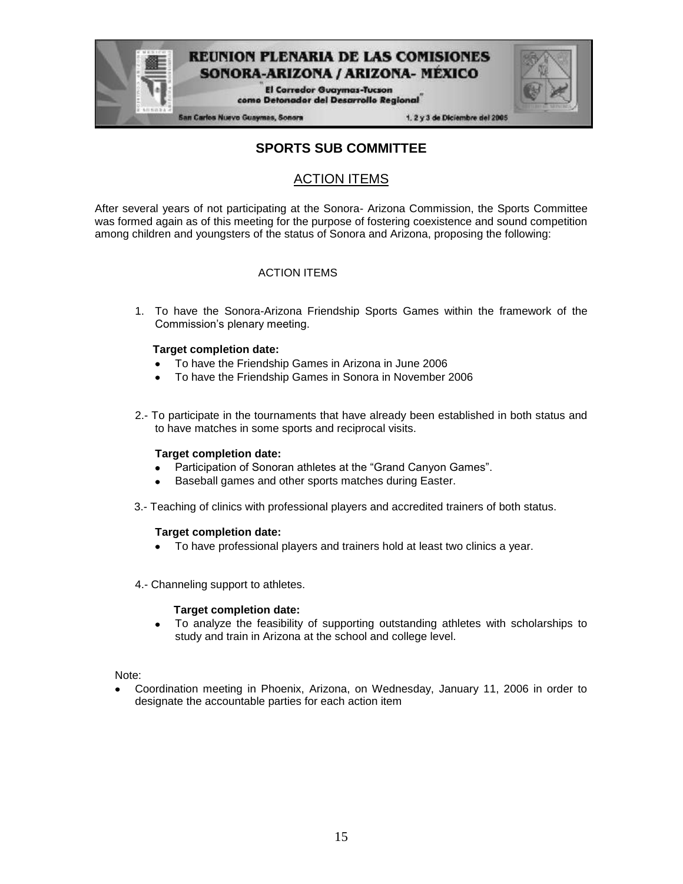# SPORTS SUB COMMITTEE

## ACTION ITEMS

After several years of not participating at the Sonora- Arizona Commission, the Sports Committee was formed again as of this meeting for the purpose of fostering coexistence and sound competition among children and youngsters of the status of Sonora and Arizona, proposing the following:

ACTION ITEMS

1. To have the Sonora-Arizona Friendship Sports Games within the framework of the Commission's plenary meeting.

   **Target completion date:**
   - To have the Friendship Games in Arizona in June 2006
   - To have the Friendship Games in Sonora in November 2006

2.- To participate in the tournaments that have already been established in both status and to have matches in some sports and reciprocal visits.

   **Target completion date:**
   - Participation of Sonoran athletes at the "Grand Canyon Games".
   - Baseball games and other sports matches during Easter.

3.- Teaching of clinics with professional players and accredited trainers of both status.

   **Target completion date:**
   - To have professional players and trainers hold at least two clinics a year.

4.- Channeling support to athletes.

   **Target completion date:**
   - To analyze the feasibility of supporting outstanding athletes with scholarships to study and train in Arizona at the school and college level.

Note:

- Coordination meeting in Phoenix, Arizona, on Wednesday, January 11, 2006 in order to designate the accountable parties for each action item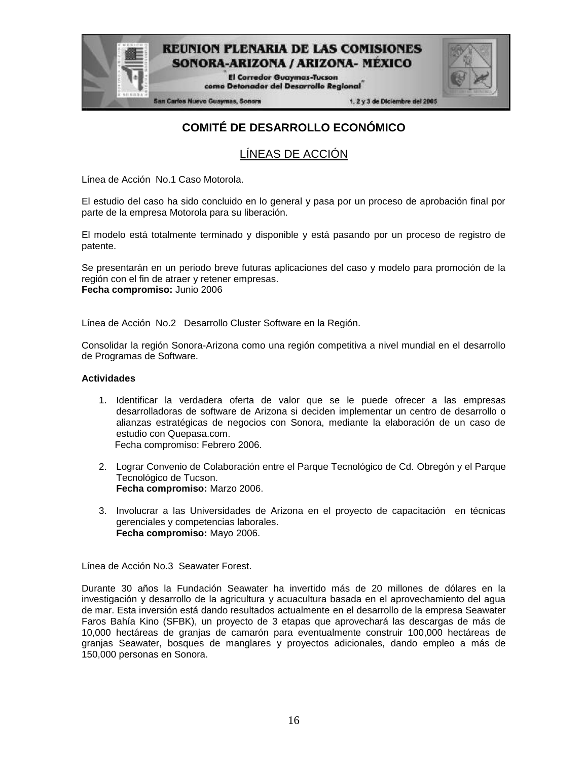## COMITÉ DE DESARROLLO ECONÓMICO

### LÍNEAS DE ACCIÓN

Línea de Acción No.1 Caso Motorola.

El estudio del caso ha sido concluido en lo general y pasa por un proceso de aprobación final por parte de la empresa Motorola para su liberación.

El modelo está totalmente terminado y disponible y está pasando por un proceso de registro de patente.

Se presentarán en un periodo breve futuras aplicaciones del caso y modelo para promoción de la región con el fin de atraer y retener empresas.
**Fecha compromiso:** Junio 2006

Línea de Acción No.2 Desarrollo Cluster Software en la Región.

Consolidar la región Sonora-Arizona como una región competitiva a nivel mundial en el desarrollo de Programas de Software.

**Actividades**

1. Identificar la verdadera oferta de valor que se le puede ofrecer a las empresas desarrolladoras de software de Arizona si deciden implementar un centro de desarrollo o alianzas estratégicas de negocios con Sonora, mediante la elaboración de un caso de estudio con Quepasa.com.
   Fecha compromiso: Febrero 2006.

2. Lograr Convenio de Colaboración entre el Parque Tecnológico de Cd. Obregón y el Parque Tecnológico de Tucson.
   **Fecha compromiso:** Marzo 2006.

3. Involucrar a las Universidades de Arizona en el proyecto de capacitación en técnicas gerenciales y competencias laborales.
   **Fecha compromiso:** Mayo 2006.

Línea de Acción No.3 Seawater Forest.

Durante 30 años la Fundación Seawater ha invertido más de 20 millones de dólares en la investigación y desarrollo de la agricultura y acuacultura basada en el aprovechamiento del agua de mar. Esta inversión está dando resultados actualmente en el desarrollo de la empresa Seawater Faros Bahía Kino (SFBK), un proyecto de 3 etapas que aprovechará las descargas de más de 10,000 hectáreas de granjas de camarón para eventualmente construir 100,000 hectáreas de granjas Seawater, bosques de manglares y proyectos adicionales, dando empleo a más de 150,000 personas en Sonora.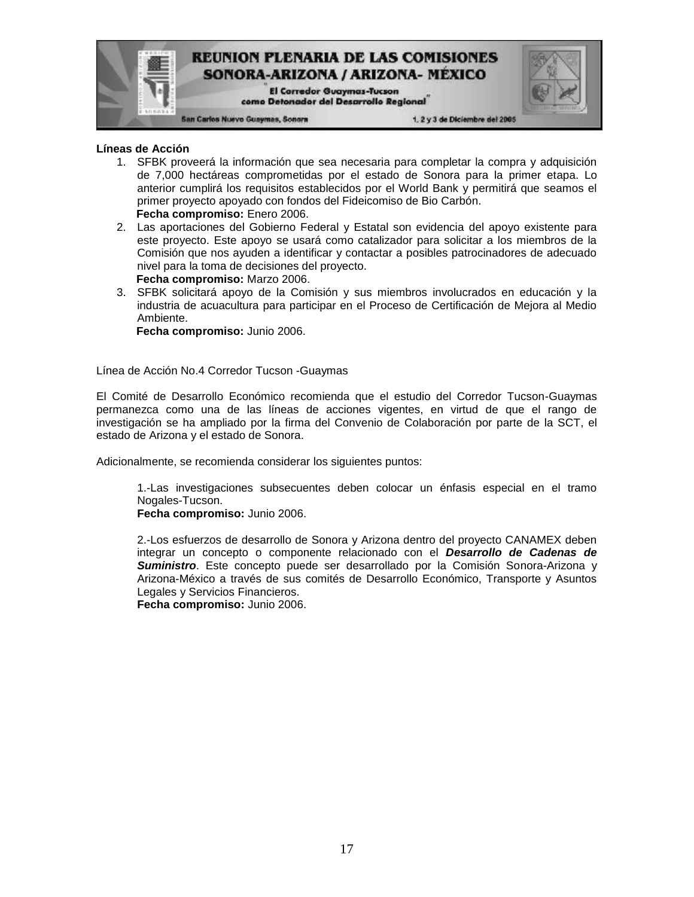**Líneas de Acción**

1. SFBK proveerá la información que sea necesaria para completar la compra y adquisición de 7,000 hectáreas comprometidas por el estado de Sonora para la primer etapa. Lo anterior cumplirá los requisitos establecidos por el World Bank y permitirá que seamos el primer proyecto apoyado con fondos del Fideicomiso de Bio Carbón.
   **Fecha compromiso:** Enero 2006.
2. Las aportaciones del Gobierno Federal y Estatal son evidencia del apoyo existente para este proyecto. Este apoyo se usará como catalizador para solicitar a los miembros de la Comisión que nos ayuden a identificar y contactar a posibles patrocinadores de adecuado nivel para la toma de decisiones del proyecto.
   **Fecha compromiso:** Marzo 2006.
3. SFBK solicitará apoyo de la Comisión y sus miembros involucrados en educación y la industria de acuacultura para participar en el Proceso de Certificación de Mejora al Medio Ambiente.
   **Fecha compromiso:** Junio 2006.

Línea de Acción No.4 Corredor Tucson -Guaymas

El Comité de Desarrollo Económico recomienda que el estudio del Corredor Tucson-Guaymas permanezca como una de las líneas de acciones vigentes, en virtud de que el rango de investigación se ha ampliado por la firma del Convenio de Colaboración por parte de la SCT, el estado de Arizona y el estado de Sonora.

Adicionalmente, se recomienda considerar los siguientes puntos:

1.-Las investigaciones subsecuentes deben colocar un énfasis especial en el tramo Nogales-Tucson.
**Fecha compromiso:** Junio 2006.

2.-Los esfuerzos de desarrollo de Sonora y Arizona dentro del proyecto CANAMEX deben integrar un concepto o componente relacionado con el ***Desarrollo de Cadenas de Suministro***. Este concepto puede ser desarrollado por la Comisión Sonora-Arizona y Arizona-México a través de sus comités de Desarrollo Económico, Transporte y Asuntos Legales y Servicios Financieros.
**Fecha compromiso:** Junio 2006.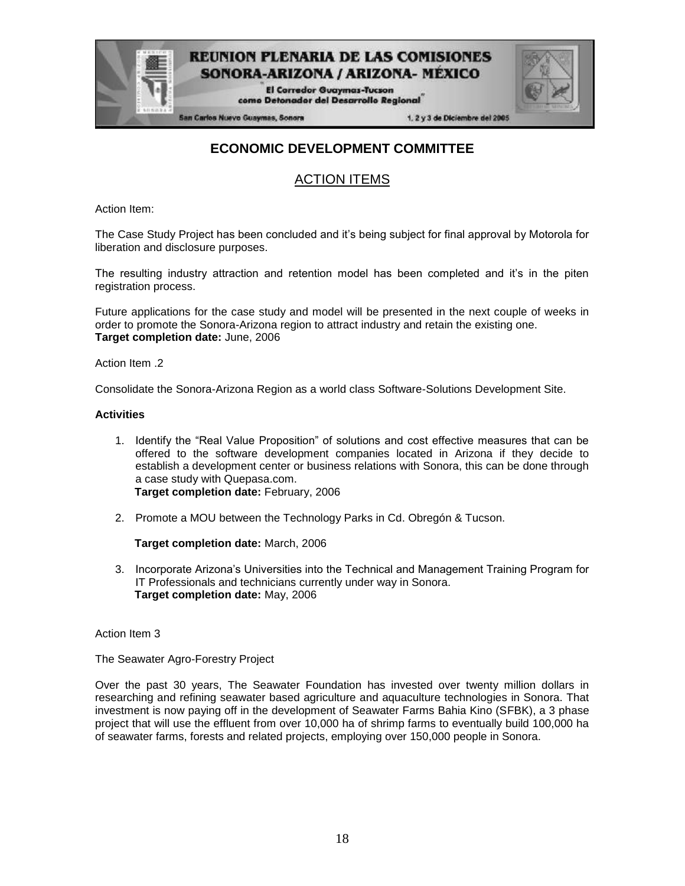## ECONOMIC DEVELOPMENT COMMITTEE

### ACTION ITEMS

Action Item:

The Case Study Project has been concluded and it's being subject for final approval by Motorola for liberation and disclosure purposes.

The resulting industry attraction and retention model has been completed and it's in the piten registration process.

Future applications for the case study and model will be presented in the next couple of weeks in order to promote the Sonora-Arizona region to attract industry and retain the existing one.
**Target completion date:** June, 2006

Action Item .2

Consolidate the Sonora-Arizona Region as a world class Software-Solutions Development Site.

**Activities**

1. Identify the "Real Value Proposition" of solutions and cost effective measures that can be offered to the software development companies located in Arizona if they decide to establish a development center or business relations with Sonora, this can be done through a case study with Quepasa.com.
   **Target completion date:** February, 2006

2. Promote a MOU between the Technology Parks in Cd. Obregón & Tucson.

   **Target completion date:** March, 2006

3. Incorporate Arizona's Universities into the Technical and Management Training Program for IT Professionals and technicians currently under way in Sonora.
   **Target completion date:** May, 2006

Action Item 3

The Seawater Agro-Forestry Project

Over the past 30 years, The Seawater Foundation has invested over twenty million dollars in researching and refining seawater based agriculture and aquaculture technologies in Sonora. That investment is now paying off in the development of Seawater Farms Bahia Kino (SFBK), a 3 phase project that will use the effluent from over 10,000 ha of shrimp farms to eventually build 100,000 ha of seawater farms, forests and related projects, employing over 150,000 people in Sonora.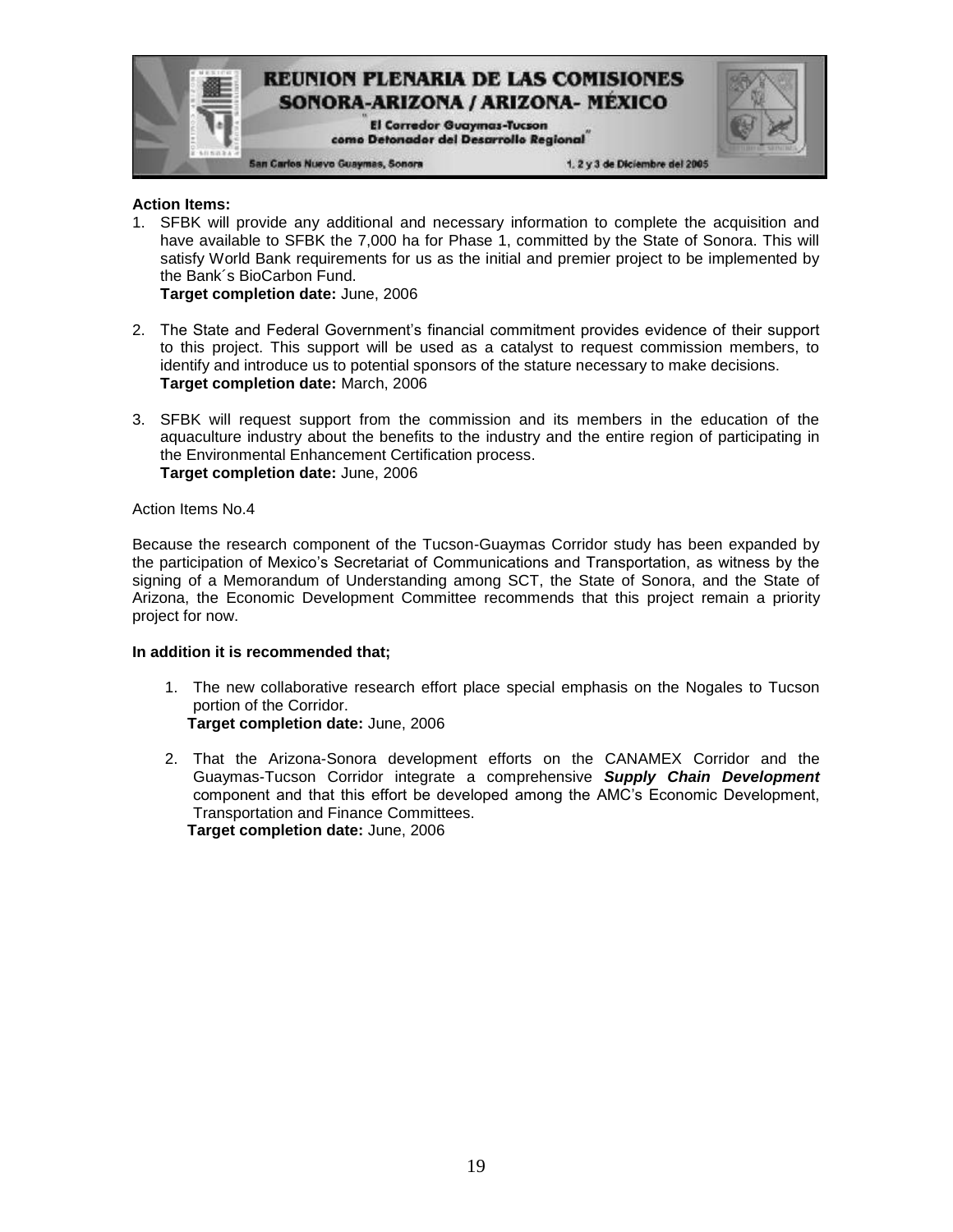**Action Items:**

1. SFBK will provide any additional and necessary information to complete the acquisition and have available to SFBK the 7,000 ha for Phase 1, committed by the State of Sonora. This will satisfy World Bank requirements for us as the initial and premier project to be implemented by the Bank´s BioCarbon Fund.
   **Target completion date:** June, 2006

2. The State and Federal Government's financial commitment provides evidence of their support to this project. This support will be used as a catalyst to request commission members, to identify and introduce us to potential sponsors of the stature necessary to make decisions.
   **Target completion date:** March, 2006

3. SFBK will request support from the commission and its members in the education of the aquaculture industry about the benefits to the industry and the entire region of participating in the Environmental Enhancement Certification process.
   **Target completion date:** June, 2006

Action Items No.4

Because the research component of the Tucson-Guaymas Corridor study has been expanded by the participation of Mexico's Secretariat of Communications and Transportation, as witness by the signing of a Memorandum of Understanding among SCT, the State of Sonora, and the State of Arizona, the Economic Development Committee recommends that this project remain a priority project for now.

**In addition it is recommended that;**

1. The new collaborative research effort place special emphasis on the Nogales to Tucson portion of the Corridor.
   **Target completion date:** June, 2006

2. That the Arizona-Sonora development efforts on the CANAMEX Corridor and the Guaymas-Tucson Corridor integrate a comprehensive ***Supply Chain Development*** component and that this effort be developed among the AMC's Economic Development, Transportation and Finance Committees.
   **Target completion date:** June, 2006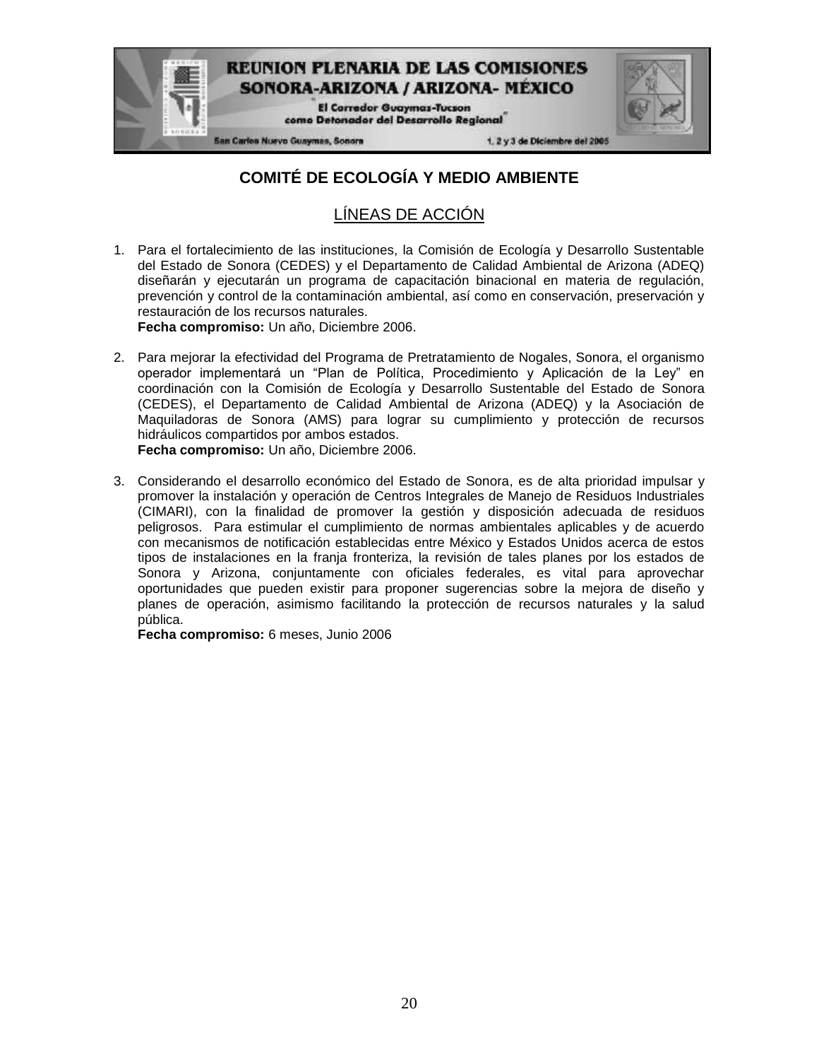## COMITÉ DE ECOLOGÍA Y MEDIO AMBIENTE

### LÍNEAS DE ACCIÓN

1. Para el fortalecimiento de las instituciones, la Comisión de Ecología y Desarrollo Sustentable del Estado de Sonora (CEDES) y el Departamento de Calidad Ambiental de Arizona (ADEQ) diseñarán y ejecutarán un programa de capacitación binacional en materia de regulación, prevención y control de la contaminación ambiental, así como en conservación, preservación y restauración de los recursos naturales.
   **Fecha compromiso:** Un año, Diciembre 2006.

2. Para mejorar la efectividad del Programa de Pretratamiento de Nogales, Sonora, el organismo operador implementará un "Plan de Política, Procedimiento y Aplicación de la Ley" en coordinación con la Comisión de Ecología y Desarrollo Sustentable del Estado de Sonora (CEDES), el Departamento de Calidad Ambiental de Arizona (ADEQ) y la Asociación de Maquiladoras de Sonora (AMS) para lograr su cumplimiento y protección de recursos hidráulicos compartidos por ambos estados.
   **Fecha compromiso:** Un año, Diciembre 2006.

3. Considerando el desarrollo económico del Estado de Sonora, es de alta prioridad impulsar y promover la instalación y operación de Centros Integrales de Manejo de Residuos Industriales (CIMARI), con la finalidad de promover la gestión y disposición adecuada de residuos peligrosos. Para estimular el cumplimiento de normas ambientales aplicables y de acuerdo con mecanismos de notificación establecidas entre México y Estados Unidos acerca de estos tipos de instalaciones en la franja fronteriza, la revisión de tales planes por los estados de Sonora y Arizona, conjuntamente con oficiales federales, es vital para aprovechar oportunidades que pueden existir para proponer sugerencias sobre la mejora de diseño y planes de operación, asimismo facilitando la protección de recursos naturales y la salud pública.
   **Fecha compromiso:** 6 meses, Junio 2006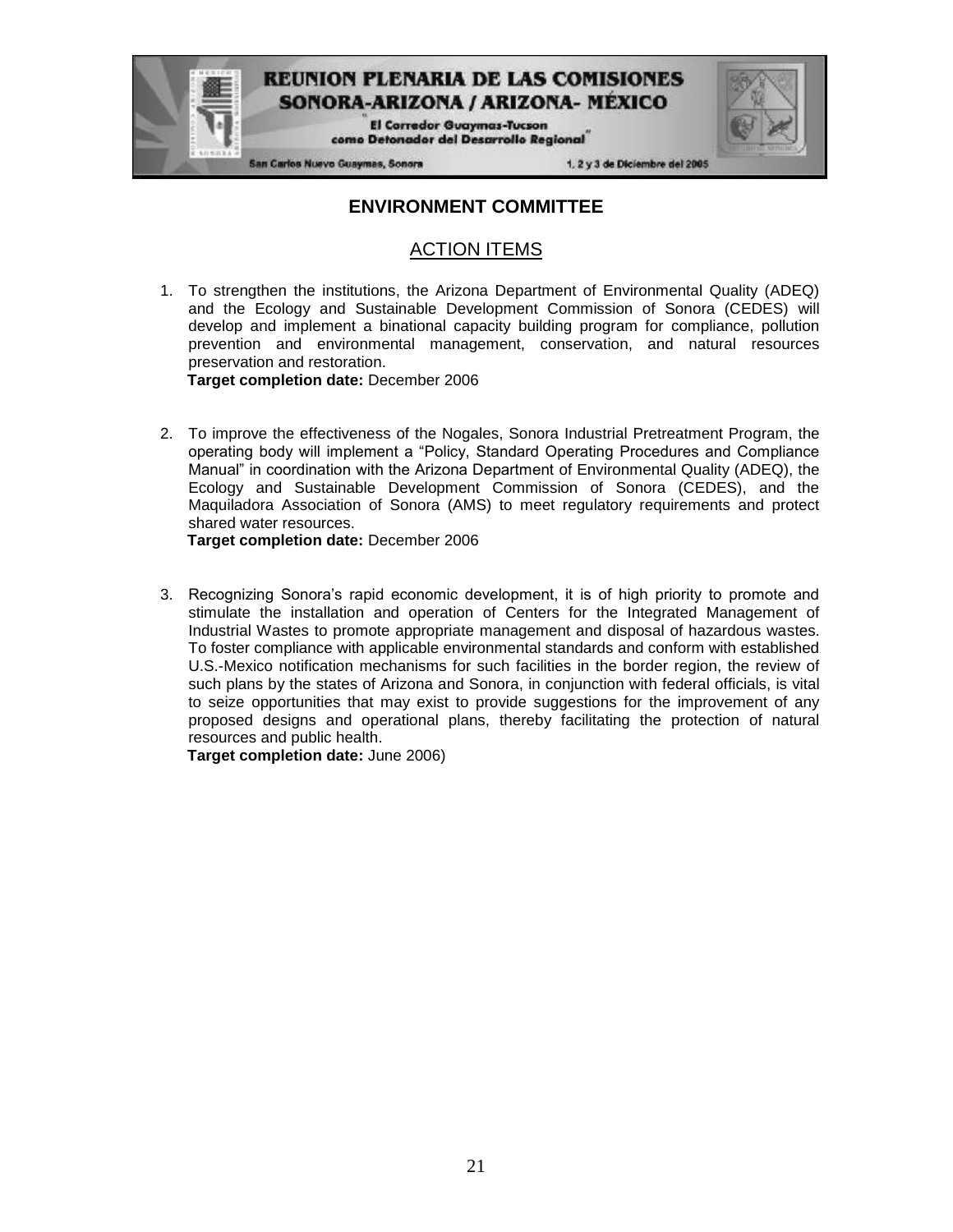## ENVIRONMENT COMMITTEE

### ACTION ITEMS

1. To strengthen the institutions, the Arizona Department of Environmental Quality (ADEQ) and the Ecology and Sustainable Development Commission of Sonora (CEDES) will develop and implement a binational capacity building program for compliance, pollution prevention and environmental management, conservation, and natural resources preservation and restoration.
   **Target completion date:** December 2006

2. To improve the effectiveness of the Nogales, Sonora Industrial Pretreatment Program, the operating body will implement a "Policy, Standard Operating Procedures and Compliance Manual" in coordination with the Arizona Department of Environmental Quality (ADEQ), the Ecology and Sustainable Development Commission of Sonora (CEDES), and the Maquiladora Association of Sonora (AMS) to meet regulatory requirements and protect shared water resources.
   **Target completion date:** December 2006

3. Recognizing Sonora's rapid economic development, it is of high priority to promote and stimulate the installation and operation of Centers for the Integrated Management of Industrial Wastes to promote appropriate management and disposal of hazardous wastes. To foster compliance with applicable environmental standards and conform with established U.S.-Mexico notification mechanisms for such facilities in the border region, the review of such plans by the states of Arizona and Sonora, in conjunction with federal officials, is vital to seize opportunities that may exist to provide suggestions for the improvement of any proposed designs and operational plans, thereby facilitating the protection of natural resources and public health.
   **Target completion date:** June 2006)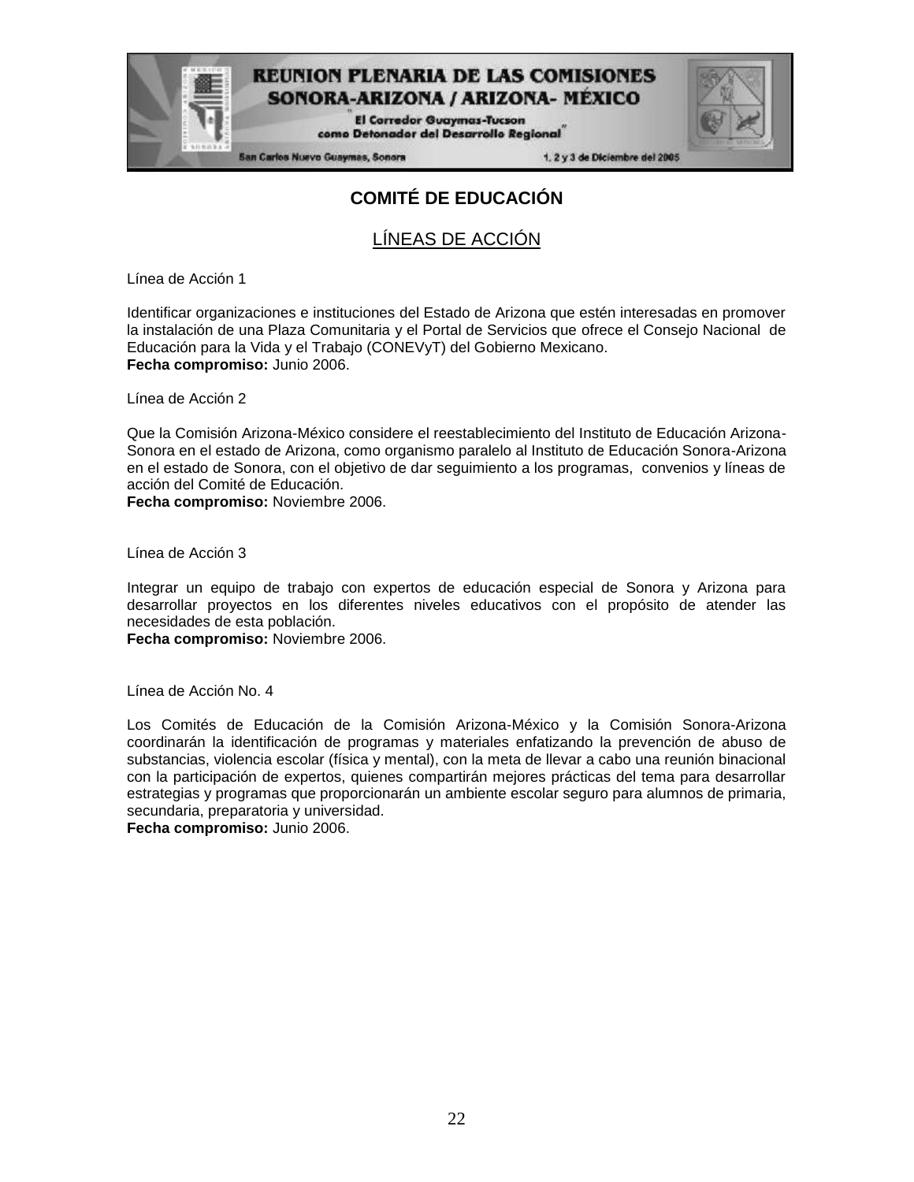## COMITÉ DE EDUCACIÓN

### LÍNEAS DE ACCIÓN

Línea de Acción 1

Identificar organizaciones e instituciones del Estado de Arizona que estén interesadas en promover la instalación de una Plaza Comunitaria y el Portal de Servicios que ofrece el Consejo Nacional de Educación para la Vida y el Trabajo (CONEVyT) del Gobierno Mexicano.
**Fecha compromiso:** Junio 2006.

Línea de Acción 2

Que la Comisión Arizona-México considere el reestablecimiento del Instituto de Educación Arizona-Sonora en el estado de Arizona, como organismo paralelo al Instituto de Educación Sonora-Arizona en el estado de Sonora, con el objetivo de dar seguimiento a los programas, convenios y líneas de acción del Comité de Educación.
**Fecha compromiso:** Noviembre 2006.

Línea de Acción 3

Integrar un equipo de trabajo con expertos de educación especial de Sonora y Arizona para desarrollar proyectos en los diferentes niveles educativos con el propósito de atender las necesidades de esta población.
**Fecha compromiso:** Noviembre 2006.

Línea de Acción No. 4

Los Comités de Educación de la Comisión Arizona-México y la Comisión Sonora-Arizona coordinarán la identificación de programas y materiales enfatizando la prevención de abuso de substancias, violencia escolar (física y mental), con la meta de llevar a cabo una reunión binacional con la participación de expertos, quienes compartirán mejores prácticas del tema para desarrollar estrategias y programas que proporcionarán un ambiente escolar seguro para alumnos de primaria, secundaria, preparatoria y universidad.
**Fecha compromiso:** Junio 2006.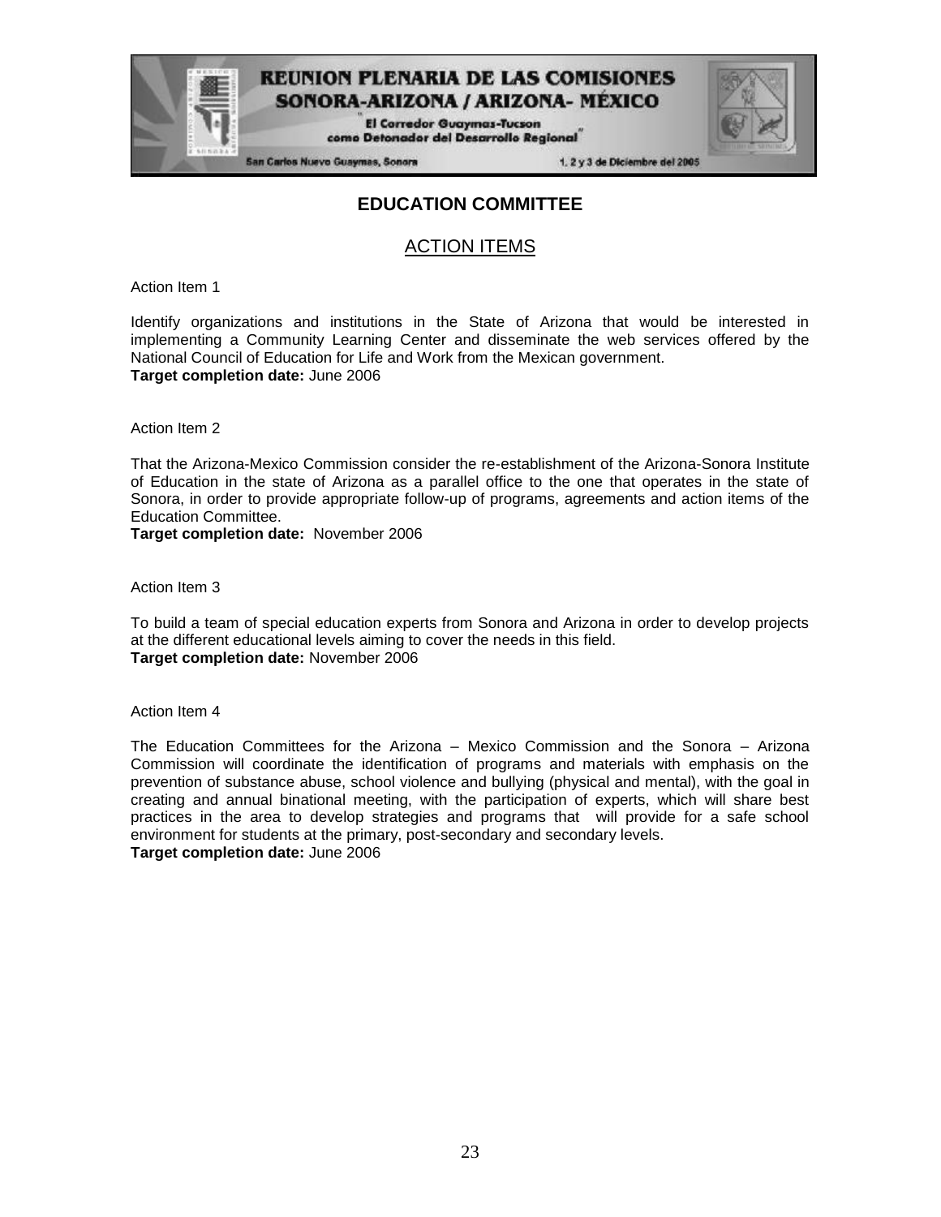## EDUCATION COMMITTEE

## ACTION ITEMS

Action Item 1

Identify organizations and institutions in the State of Arizona that would be interested in implementing a Community Learning Center and disseminate the web services offered by the National Council of Education for Life and Work from the Mexican government.
**Target completion date:** June 2006

Action Item 2

That the Arizona-Mexico Commission consider the re-establishment of the Arizona-Sonora Institute of Education in the state of Arizona as a parallel office to the one that operates in the state of Sonora, in order to provide appropriate follow-up of programs, agreements and action items of the Education Committee.
**Target completion date:** November 2006

Action Item 3

To build a team of special education experts from Sonora and Arizona in order to develop projects at the different educational levels aiming to cover the needs in this field.
**Target completion date:** November 2006

Action Item 4

The Education Committees for the Arizona – Mexico Commission and the Sonora – Arizona Commission will coordinate the identification of programs and materials with emphasis on the prevention of substance abuse, school violence and bullying (physical and mental), with the goal in creating and annual binational meeting, with the participation of experts, which will share best practices in the area to develop strategies and programs that will provide for a safe school environment for students at the primary, post-secondary and secondary levels.
**Target completion date:** June 2006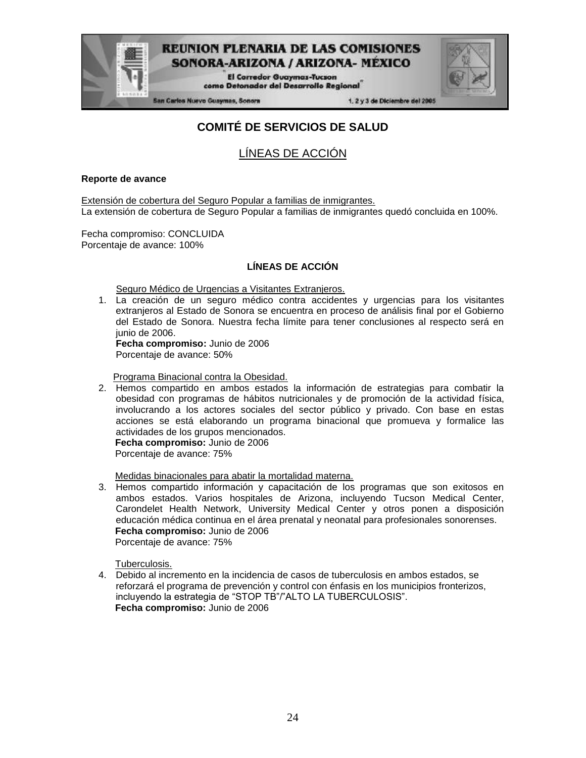## COMITÉ DE SERVICIOS DE SALUD

### LÍNEAS DE ACCIÓN

**Reporte de avance**

Extensión de cobertura del Seguro Popular a familias de inmigrantes.
La extensión de cobertura de Seguro Popular a familias de inmigrantes quedó concluida en 100%.

Fecha compromiso: CONCLUIDA
Porcentaje de avance: 100%

**LÍNEAS DE ACCIÓN**

Seguro Médico de Urgencias a Visitantes Extranjeros.

1. La creación de un seguro médico contra accidentes y urgencias para los visitantes extranjeros al Estado de Sonora se encuentra en proceso de análisis final por el Gobierno del Estado de Sonora. Nuestra fecha límite para tener conclusiones al respecto será en junio de 2006.
   **Fecha compromiso:** Junio de 2006
   Porcentaje de avance: 50%

Programa Binacional contra la Obesidad.

2. Hemos compartido en ambos estados la información de estrategias para combatir la obesidad con programas de hábitos nutricionales y de promoción de la actividad física, involucrando a los actores sociales del sector público y privado. Con base en estas acciones se está elaborando un programa binacional que promueva y formalice las actividades de los grupos mencionados.
   **Fecha compromiso:** Junio de 2006
   Porcentaje de avance: 75%

Medidas binacionales para abatir la mortalidad materna.

3. Hemos compartido información y capacitación de los programas que son exitosos en ambos estados. Varios hospitales de Arizona, incluyendo Tucson Medical Center, Carondelet Health Network, University Medical Center y otros ponen a disposición educación médica continua en el área prenatal y neonatal para profesionales sonorenses.
   **Fecha compromiso:** Junio de 2006
   Porcentaje de avance: 75%

Tuberculosis.

4. Debido al incremento en la incidencia de casos de tuberculosis en ambos estados, se reforzará el programa de prevención y control con énfasis en los municipios fronterizos, incluyendo la estrategia de "STOP TB"/"ALTO LA TUBERCULOSIS".
   **Fecha compromiso:** Junio de 2006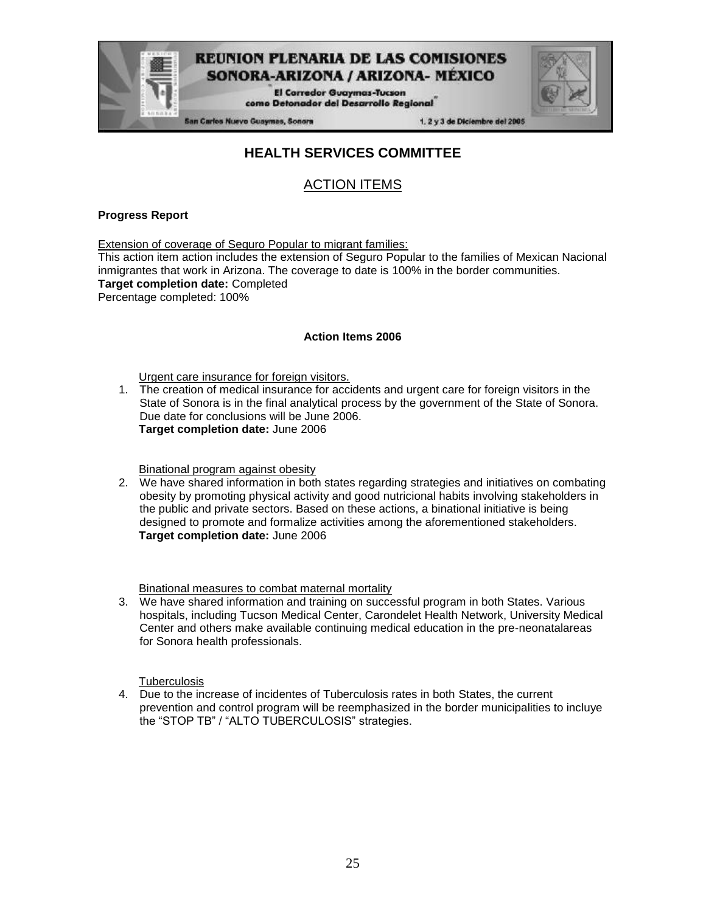# HEALTH SERVICES COMMITTEE

## ACTION ITEMS

**Progress Report**

Extension of coverage of Seguro Popular to migrant families:
This action item action includes the extension of Seguro Popular to the families of Mexican Nacional inmigrantes that work in Arizona. The coverage to date is 100% in the border communities.
**Target completion date:** Completed
Percentage completed: 100%

**Action Items 2006**

Urgent care insurance for foreign visitors.

1. The creation of medical insurance for accidents and urgent care for foreign visitors in the State of Sonora is in the final analytical process by the government of the State of Sonora. Due date for conclusions will be June 2006.
   **Target completion date:** June 2006

Binational program against obesity

2. We have shared information in both states regarding strategies and initiatives on combating obesity by promoting physical activity and good nutricional habits involving stakeholders in the public and private sectors. Based on these actions, a binational initiative is being designed to promote and formalize activities among the aforementioned stakeholders.
   **Target completion date:** June 2006

Binational measures to combat maternal mortality

3. We have shared information and training on successful program in both States. Various hospitals, including Tucson Medical Center, Carondelet Health Network, University Medical Center and others make available continuing medical education in the pre-neonatalareas for Sonora health professionals.

Tuberculosis

4. Due to the increase of incidentes of Tuberculosis rates in both States, the current prevention and control program will be reemphasized in the border municipalities to incluye the "STOP TB" / "ALTO TUBERCULOSIS" strategies.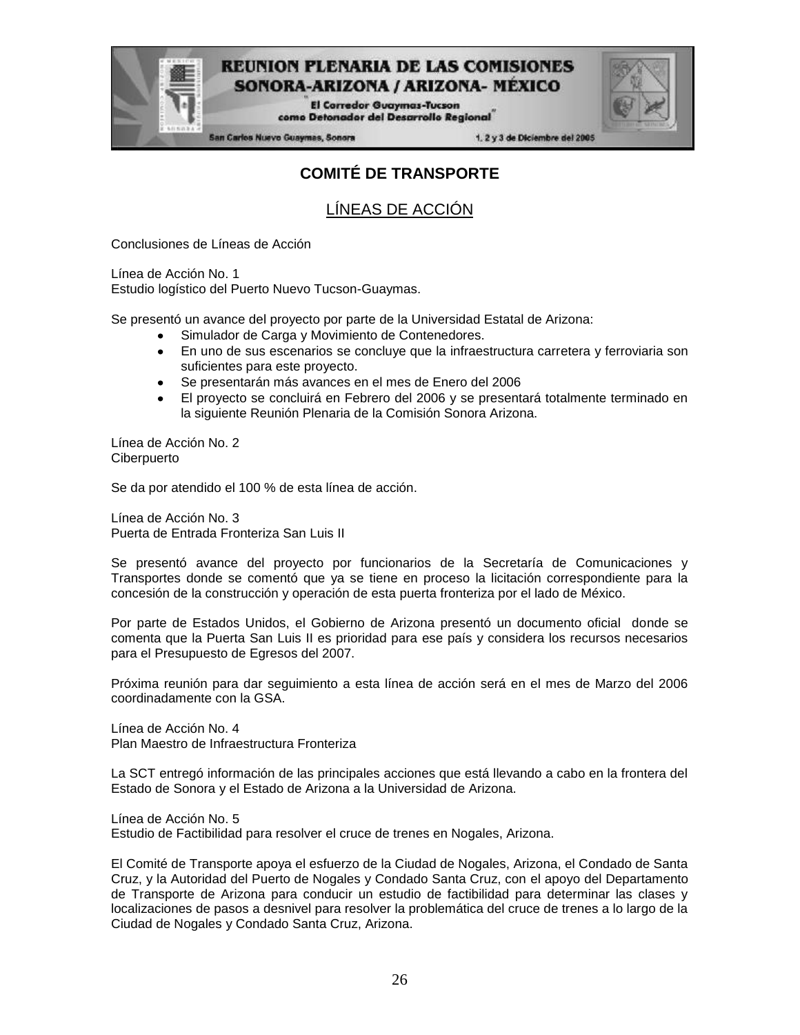## COMITÉ DE TRANSPORTE

### LÍNEAS DE ACCIÓN

Conclusiones de Líneas de Acción

Línea de Acción No. 1
Estudio logístico del Puerto Nuevo Tucson-Guaymas.

Se presentó un avance del proyecto por parte de la Universidad Estatal de Arizona:

- Simulador de Carga y Movimiento de Contenedores.
- En uno de sus escenarios se concluye que la infraestructura carretera y ferroviaria son suficientes para este proyecto.
- Se presentarán más avances en el mes de Enero del 2006
- El proyecto se concluirá en Febrero del 2006 y se presentará totalmente terminado en la siguiente Reunión Plenaria de la Comisión Sonora Arizona.

Línea de Acción No. 2
Ciberpuerto

Se da por atendido el 100 % de esta línea de acción.

Línea de Acción No. 3
Puerta de Entrada Fronteriza San Luis II

Se presentó avance del proyecto por funcionarios de la Secretaría de Comunicaciones y Transportes donde se comentó que ya se tiene en proceso la licitación correspondiente para la concesión de la construcción y operación de esta puerta fronteriza por el lado de México.

Por parte de Estados Unidos, el Gobierno de Arizona presentó un documento oficial donde se comenta que la Puerta San Luis II es prioridad para ese país y considera los recursos necesarios para el Presupuesto de Egresos del 2007.

Próxima reunión para dar seguimiento a esta línea de acción será en el mes de Marzo del 2006 coordinadamente con la GSA.

Línea de Acción No. 4
Plan Maestro de Infraestructura Fronteriza

La SCT entregó información de las principales acciones que está llevando a cabo en la frontera del Estado de Sonora y el Estado de Arizona a la Universidad de Arizona.

Línea de Acción No. 5
Estudio de Factibilidad para resolver el cruce de trenes en Nogales, Arizona.

El Comité de Transporte apoya el esfuerzo de la Ciudad de Nogales, Arizona, el Condado de Santa Cruz, y la Autoridad del Puerto de Nogales y Condado Santa Cruz, con el apoyo del Departamento de Transporte de Arizona para conducir un estudio de factibilidad para determinar las clases y localizaciones de pasos a desnivel para resolver la problemática del cruce de trenes a lo largo de la Ciudad de Nogales y Condado Santa Cruz, Arizona.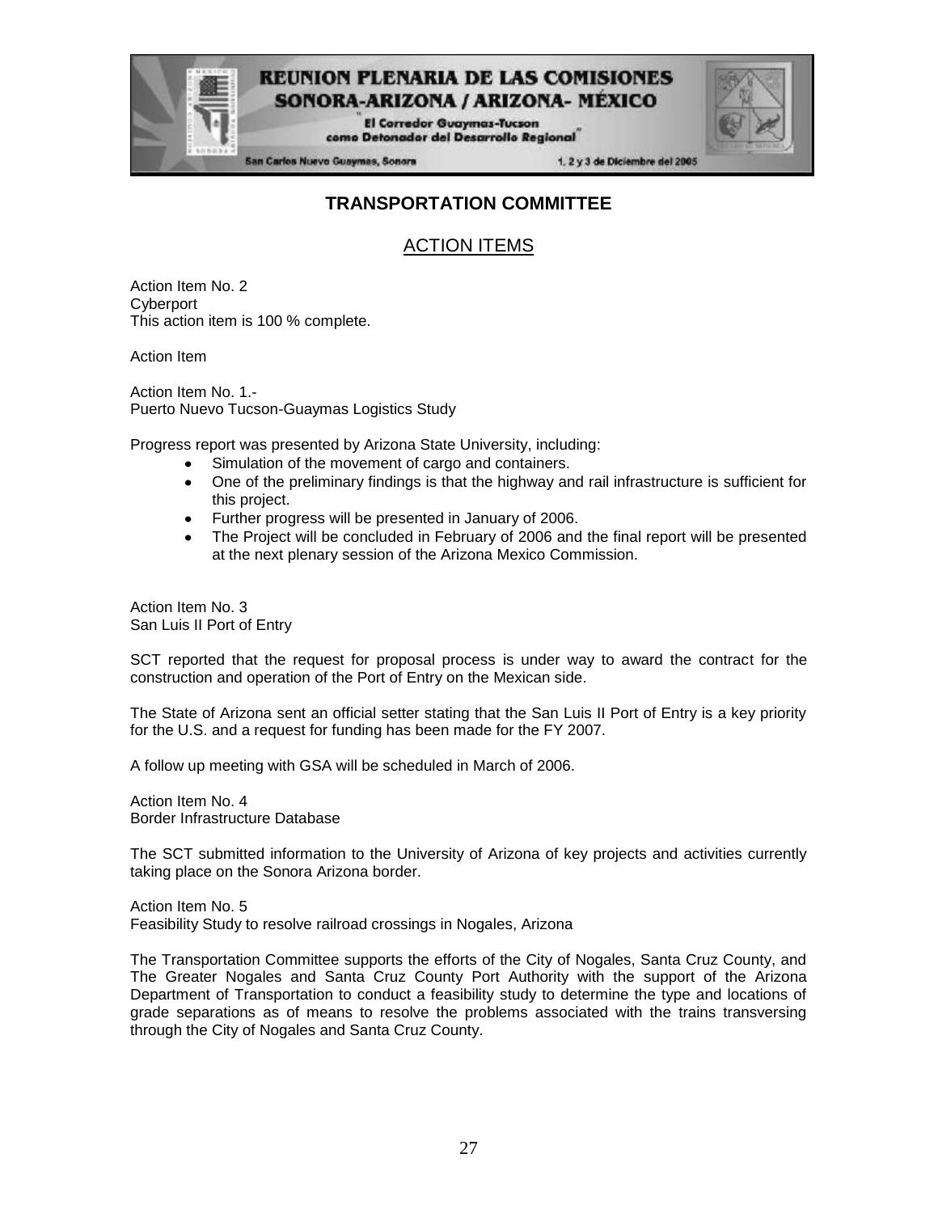## TRANSPORTATION COMMITTEE

### ACTION ITEMS

Action Item No. 2
Cyberport
This action item is 100 % complete.

Action Item

Action Item No. 1.-
Puerto Nuevo Tucson-Guaymas Logistics Study

Progress report was presented by Arizona State University, including:

- Simulation of the movement of cargo and containers.
- One of the preliminary findings is that the highway and rail infrastructure is sufficient for this project.
- Further progress will be presented in January of 2006.
- The Project will be concluded in February of 2006 and the final report will be presented at the next plenary session of the Arizona Mexico Commission.

Action Item No. 3
San Luis II Port of Entry

SCT reported that the request for proposal process is under way to award the contract for the construction and operation of the Port of Entry on the Mexican side.

The State of Arizona sent an official setter stating that the San Luis II Port of Entry is a key priority for the U.S. and a request for funding has been made for the FY 2007.

A follow up meeting with GSA will be scheduled in March of 2006.

Action Item No. 4
Border Infrastructure Database

The SCT submitted information to the University of Arizona of key projects and activities currently taking place on the Sonora Arizona border.

Action Item No. 5
Feasibility Study to resolve railroad crossings in Nogales, Arizona

The Transportation Committee supports the efforts of the City of Nogales, Santa Cruz County, and The Greater Nogales and Santa Cruz County Port Authority with the support of the Arizona Department of Transportation to conduct a feasibility study to determine the type and locations of grade separations as of means to resolve the problems associated with the trains transversing through the City of Nogales and Santa Cruz County.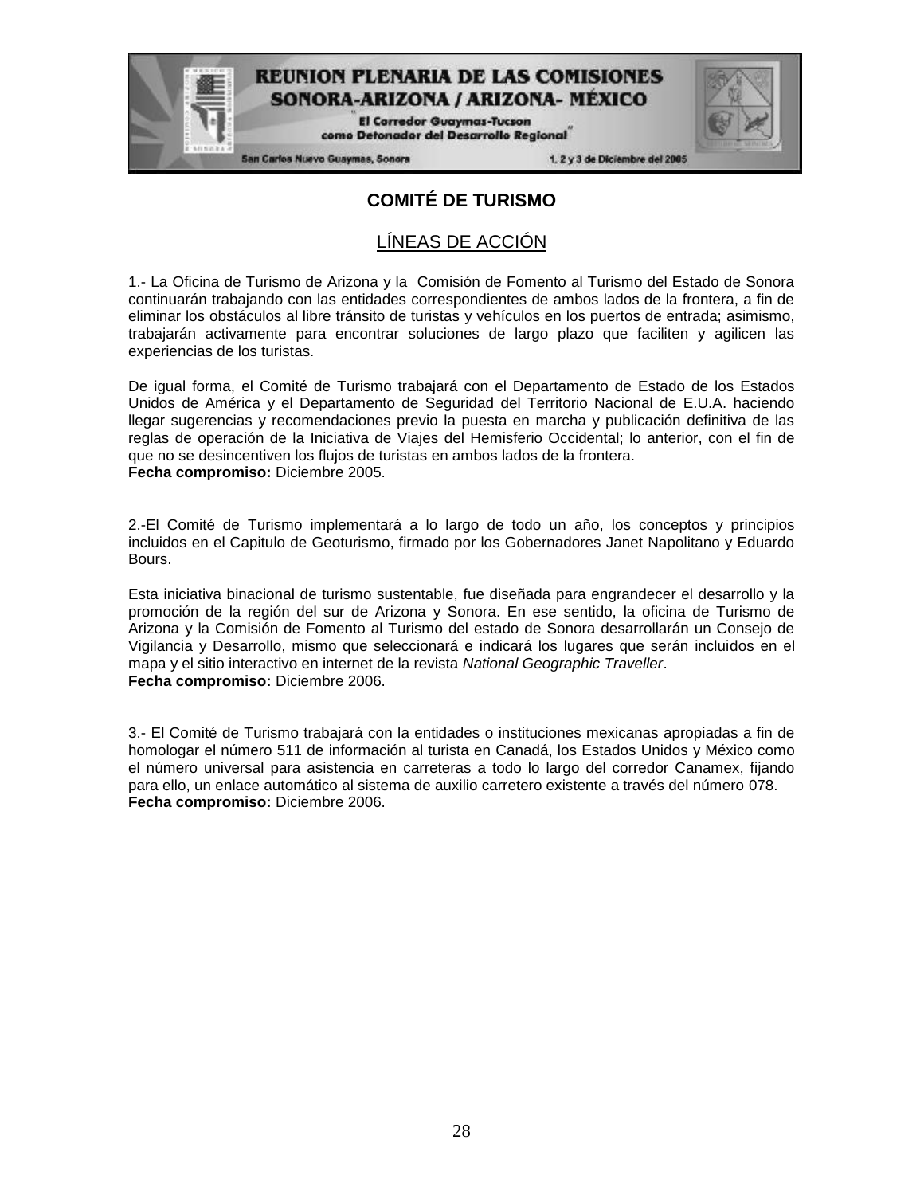## COMITÉ DE TURISMO

### LÍNEAS DE ACCIÓN

1.- La Oficina de Turismo de Arizona y la Comisión de Fomento al Turismo del Estado de Sonora continuarán trabajando con las entidades correspondientes de ambos lados de la frontera, a fin de eliminar los obstáculos al libre tránsito de turistas y vehículos en los puertos de entrada; asimismo, trabajarán activamente para encontrar soluciones de largo plazo que faciliten y agilicen las experiencias de los turistas.

De igual forma, el Comité de Turismo trabajará con el Departamento de Estado de los Estados Unidos de América y el Departamento de Seguridad del Territorio Nacional de E.U.A. haciendo llegar sugerencias y recomendaciones previo la puesta en marcha y publicación definitiva de las reglas de operación de la Iniciativa de Viajes del Hemisferio Occidental; lo anterior, con el fin de que no se desincentiven los flujos de turistas en ambos lados de la frontera.
**Fecha compromiso:** Diciembre 2005.

2.-El Comité de Turismo implementará a lo largo de todo un año, los conceptos y principios incluidos en el Capitulo de Geoturismo, firmado por los Gobernadores Janet Napolitano y Eduardo Bours.

Esta iniciativa binacional de turismo sustentable, fue diseñada para engrandecer el desarrollo y la promoción de la región del sur de Arizona y Sonora. En ese sentido, la oficina de Turismo de Arizona y la Comisión de Fomento al Turismo del estado de Sonora desarrollarán un Consejo de Vigilancia y Desarrollo, mismo que seleccionará e indicará los lugares que serán incluidos en el mapa y el sitio interactivo en internet de la revista *National Geographic Traveller*.
**Fecha compromiso:** Diciembre 2006.

3.- El Comité de Turismo trabajará con la entidades o instituciones mexicanas apropiadas a fin de homologar el número 511 de información al turista en Canadá, los Estados Unidos y México como el número universal para asistencia en carreteras a todo lo largo del corredor Canamex, fijando para ello, un enlace automático al sistema de auxilio carretero existente a través del número 078.
**Fecha compromiso:** Diciembre 2006.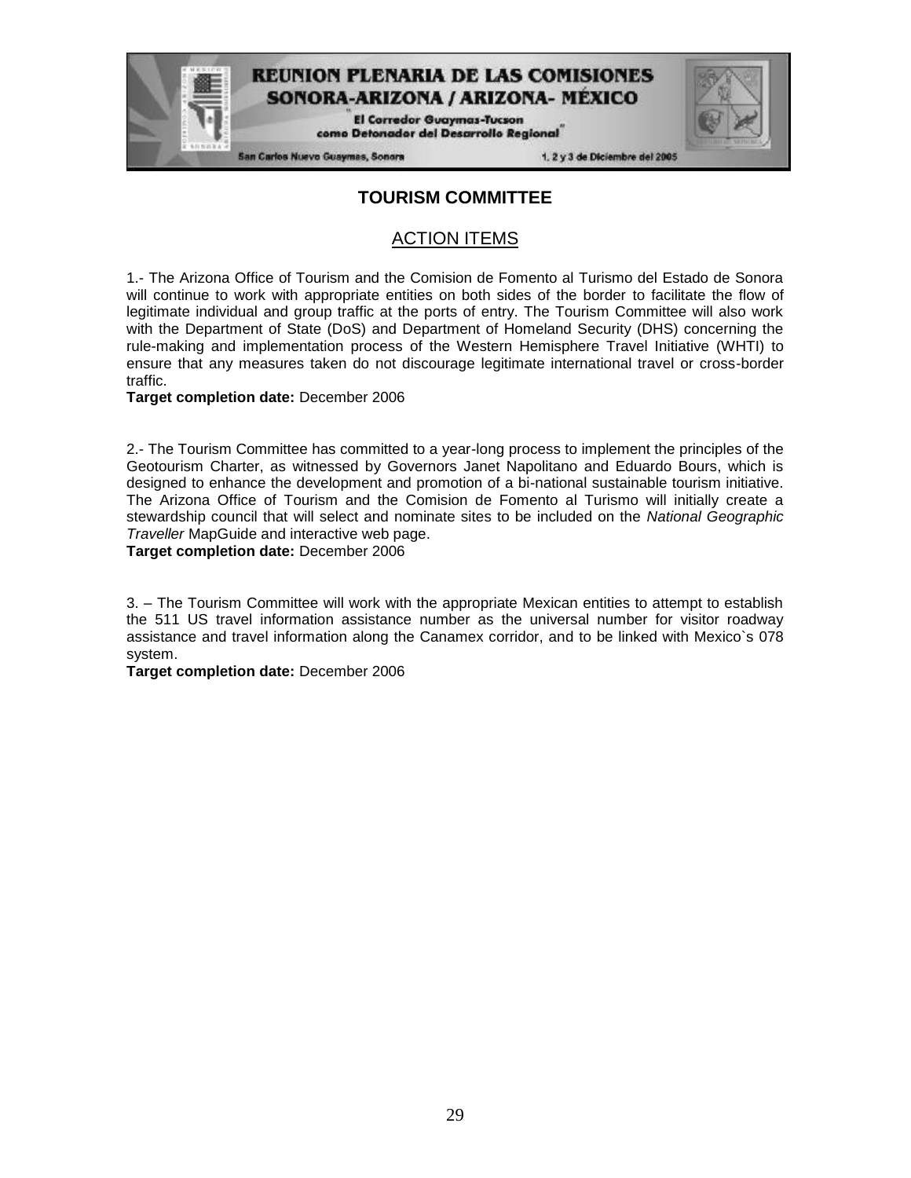## TOURISM COMMITTEE

### ACTION ITEMS

1.- The Arizona Office of Tourism and the Comision de Fomento al Turismo del Estado de Sonora will continue to work with appropriate entities on both sides of the border to facilitate the flow of legitimate individual and group traffic at the ports of entry. The Tourism Committee will also work with the Department of State (DoS) and Department of Homeland Security (DHS) concerning the rule-making and implementation process of the Western Hemisphere Travel Initiative (WHTI) to ensure that any measures taken do not discourage legitimate international travel or cross-border traffic.
**Target completion date:** December 2006

2.- The Tourism Committee has committed to a year-long process to implement the principles of the Geotourism Charter, as witnessed by Governors Janet Napolitano and Eduardo Bours, which is designed to enhance the development and promotion of a bi-national sustainable tourism initiative. The Arizona Office of Tourism and the Comision de Fomento al Turismo will initially create a stewardship council that will select and nominate sites to be included on the *National Geographic Traveller* MapGuide and interactive web page.
**Target completion date:** December 2006

3. – The Tourism Committee will work with the appropriate Mexican entities to attempt to establish the 511 US travel information assistance number as the universal number for visitor roadway assistance and travel information along the Canamex corridor, and to be linked with Mexico`s 078 system.
**Target completion date:** December 2006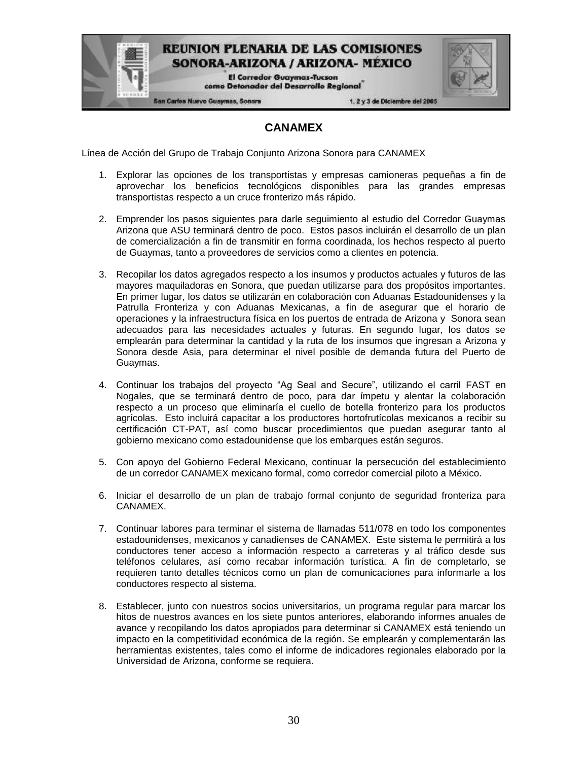# CANAMEX

Línea de Acción del Grupo de Trabajo Conjunto Arizona Sonora para CANAMEX

1. Explorar las opciones de los transportistas y empresas camioneras pequeñas a fin de aprovechar los beneficios tecnológicos disponibles para las grandes empresas transportistas respecto a un cruce fronterizo más rápido.

2. Emprender los pasos siguientes para darle seguimiento al estudio del Corredor Guaymas Arizona que ASU terminará dentro de poco. Estos pasos incluirán el desarrollo de un plan de comercialización a fin de transmitir en forma coordinada, los hechos respecto al puerto de Guaymas, tanto a proveedores de servicios como a clientes en potencia.

3. Recopilar los datos agregados respecto a los insumos y productos actuales y futuros de las mayores maquiladoras en Sonora, que puedan utilizarse para dos propósitos importantes. En primer lugar, los datos se utilizarán en colaboración con Aduanas Estadounidenses y la Patrulla Fronteriza y con Aduanas Mexicanas, a fin de asegurar que el horario de operaciones y la infraestructura física en los puertos de entrada de Arizona y Sonora sean adecuados para las necesidades actuales y futuras. En segundo lugar, los datos se emplearán para determinar la cantidad y la ruta de los insumos que ingresan a Arizona y Sonora desde Asia, para determinar el nivel posible de demanda futura del Puerto de Guaymas.

4. Continuar los trabajos del proyecto "Ag Seal and Secure", utilizando el carril FAST en Nogales, que se terminará dentro de poco, para dar ímpetu y alentar la colaboración respecto a un proceso que eliminaría el cuello de botella fronterizo para los productos agrícolas. Esto incluirá capacitar a los productores hortofrutícolas mexicanos a recibir su certificación CT-PAT, así como buscar procedimientos que puedan asegurar tanto al gobierno mexicano como estadounidense que los embarques están seguros.

5. Con apoyo del Gobierno Federal Mexicano, continuar la persecución del establecimiento de un corredor CANAMEX mexicano formal, como corredor comercial piloto a México.

6. Iniciar el desarrollo de un plan de trabajo formal conjunto de seguridad fronteriza para CANAMEX.

7. Continuar labores para terminar el sistema de llamadas 511/078 en todo los componentes estadounidenses, mexicanos y canadienses de CANAMEX. Este sistema le permitirá a los conductores tener acceso a información respecto a carreteras y al tráfico desde sus teléfonos celulares, así como recabar información turística. A fin de completarlo, se requieren tanto detalles técnicos como un plan de comunicaciones para informarle a los conductores respecto al sistema.

8. Establecer, junto con nuestros socios universitarios, un programa regular para marcar los hitos de nuestros avances en los siete puntos anteriores, elaborando informes anuales de avance y recopilando los datos apropiados para determinar si CANAMEX está teniendo un impacto en la competitividad económica de la región. Se emplearán y complementarán las herramientas existentes, tales como el informe de indicadores regionales elaborado por la Universidad de Arizona, conforme se requiera.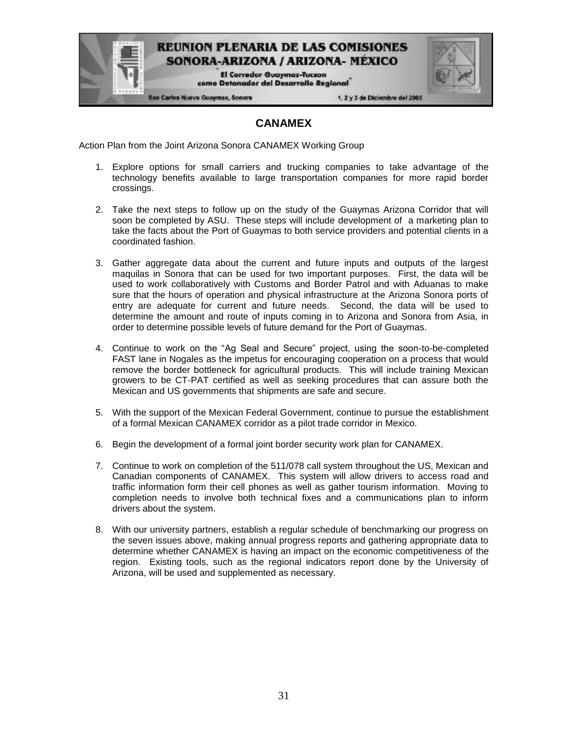# CANAMEX

Action Plan from the Joint Arizona Sonora CANAMEX Working Group

1. Explore options for small carriers and trucking companies to take advantage of the technology benefits available to large transportation companies for more rapid border crossings.

2. Take the next steps to follow up on the study of the Guaymas Arizona Corridor that will soon be completed by ASU. These steps will include development of a marketing plan to take the facts about the Port of Guaymas to both service providers and potential clients in a coordinated fashion.

3. Gather aggregate data about the current and future inputs and outputs of the largest maquilas in Sonora that can be used for two important purposes. First, the data will be used to work collaboratively with Customs and Border Patrol and with Aduanas to make sure that the hours of operation and physical infrastructure at the Arizona Sonora ports of entry are adequate for current and future needs. Second, the data will be used to determine the amount and route of inputs coming in to Arizona and Sonora from Asia, in order to determine possible levels of future demand for the Port of Guaymas.

4. Continue to work on the "Ag Seal and Secure" project, using the soon-to-be-completed FAST lane in Nogales as the impetus for encouraging cooperation on a process that would remove the border bottleneck for agricultural products. This will include training Mexican growers to be CT-PAT certified as well as seeking procedures that can assure both the Mexican and US governments that shipments are safe and secure.

5. With the support of the Mexican Federal Government, continue to pursue the establishment of a formal Mexican CANAMEX corridor as a pilot trade corridor in Mexico.

6. Begin the development of a formal joint border security work plan for CANAMEX.

7. Continue to work on completion of the 511/078 call system throughout the US, Mexican and Canadian components of CANAMEX. This system will allow drivers to access road and traffic information form their cell phones as well as gather tourism information. Moving to completion needs to involve both technical fixes and a communications plan to inform drivers about the system.

8. With our university partners, establish a regular schedule of benchmarking our progress on the seven issues above, making annual progress reports and gathering appropriate data to determine whether CANAMEX is having an impact on the economic competitiveness of the region. Existing tools, such as the regional indicators report done by the University of Arizona, will be used and supplemented as necessary.